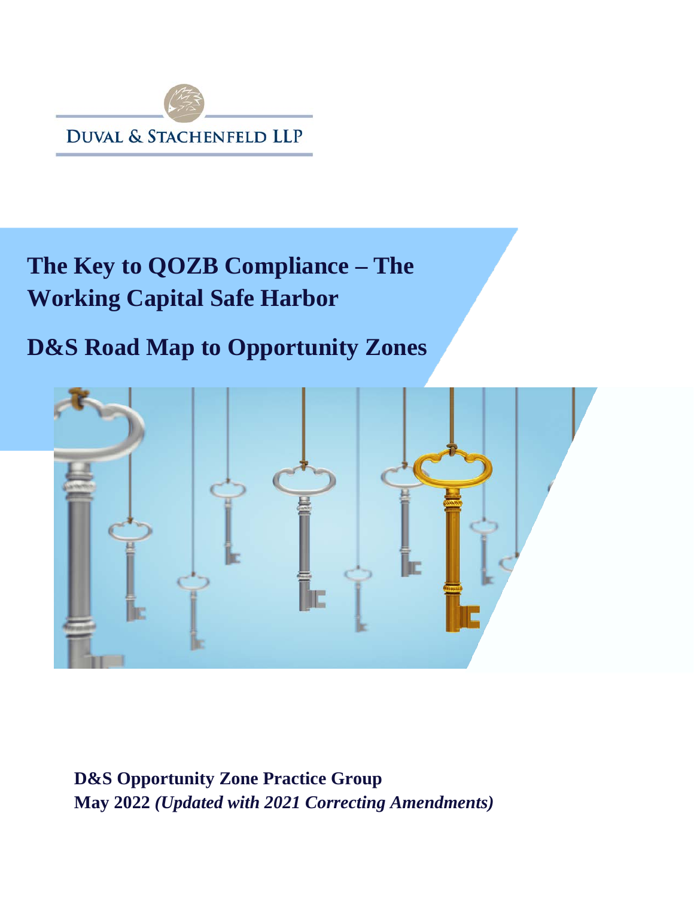DUVAL & STACHENFELD LLP

# The Key to QOZB Compliance – The Working Capital Safe Harbor

# D&S Road Map to Opportunity Zones

**D&S Opportunity Zone Practice Group**
**May 2022** ***(Updated with 2021 Correcting Amendments)***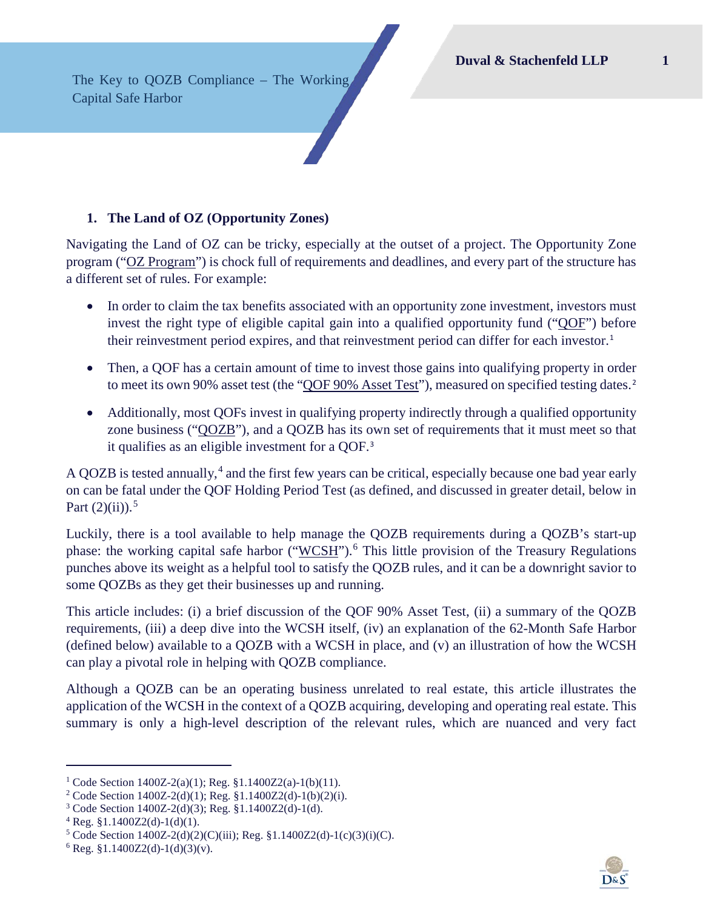## 1. The Land of OZ (Opportunity Zones)

Navigating the Land of OZ can be tricky, especially at the outset of a project. The Opportunity Zone program ("OZ Program") is chock full of requirements and deadlines, and every part of the structure has a different set of rules. For example:

- In order to claim the tax benefits associated with an opportunity zone investment, investors must invest the right type of eligible capital gain into a qualified opportunity fund ("QOF") before their reinvestment period expires, and that reinvestment period can differ for each investor.[1]
- Then, a QOF has a certain amount of time to invest those gains into qualifying property in order to meet its own 90% asset test (the "QOF 90% Asset Test"), measured on specified testing dates.[2]
- Additionally, most QOFs invest in qualifying property indirectly through a qualified opportunity zone business ("QOZB"), and a QOZB has its own set of requirements that it must meet so that it qualifies as an eligible investment for a QOF.[3]

A QOZB is tested annually,[4] and the first few years can be critical, especially because one bad year early on can be fatal under the QOF Holding Period Test (as defined, and discussed in greater detail, below in Part (2)(ii)).[5]

Luckily, there is a tool available to help manage the QOZB requirements during a QOZB's start-up phase: the working capital safe harbor ("WCSH").[6] This little provision of the Treasury Regulations punches above its weight as a helpful tool to satisfy the QOZB rules, and it can be a downright savior to some QOZBs as they get their businesses up and running.

This article includes: (i) a brief discussion of the QOF 90% Asset Test, (ii) a summary of the QOZB requirements, (iii) a deep dive into the WCSH itself, (iv) an explanation of the 62-Month Safe Harbor (defined below) available to a QOZB with a WCSH in place, and (v) an illustration of how the WCSH can play a pivotal role in helping with QOZB compliance.

Although a QOZB can be an operating business unrelated to real estate, this article illustrates the application of the WCSH in the context of a QOZB acquiring, developing and operating real estate. This summary is only a high-level description of the relevant rules, which are nuanced and very fact

---

[1] Code Section 1400Z-2(a)(1); Reg. §1.1400Z2(a)-1(b)(11).

[2] Code Section 1400Z-2(d)(1); Reg. §1.1400Z2(d)-1(b)(2)(i).

[3] Code Section 1400Z-2(d)(3); Reg. §1.1400Z2(d)-1(d).

[4] Reg. §1.1400Z2(d)-1(d)(1).

[5] Code Section 1400Z-2(d)(2)(C)(iii); Reg. §1.1400Z2(d)-1(c)(3)(i)(C).

[6] Reg. §1.1400Z2(d)-1(d)(3)(v).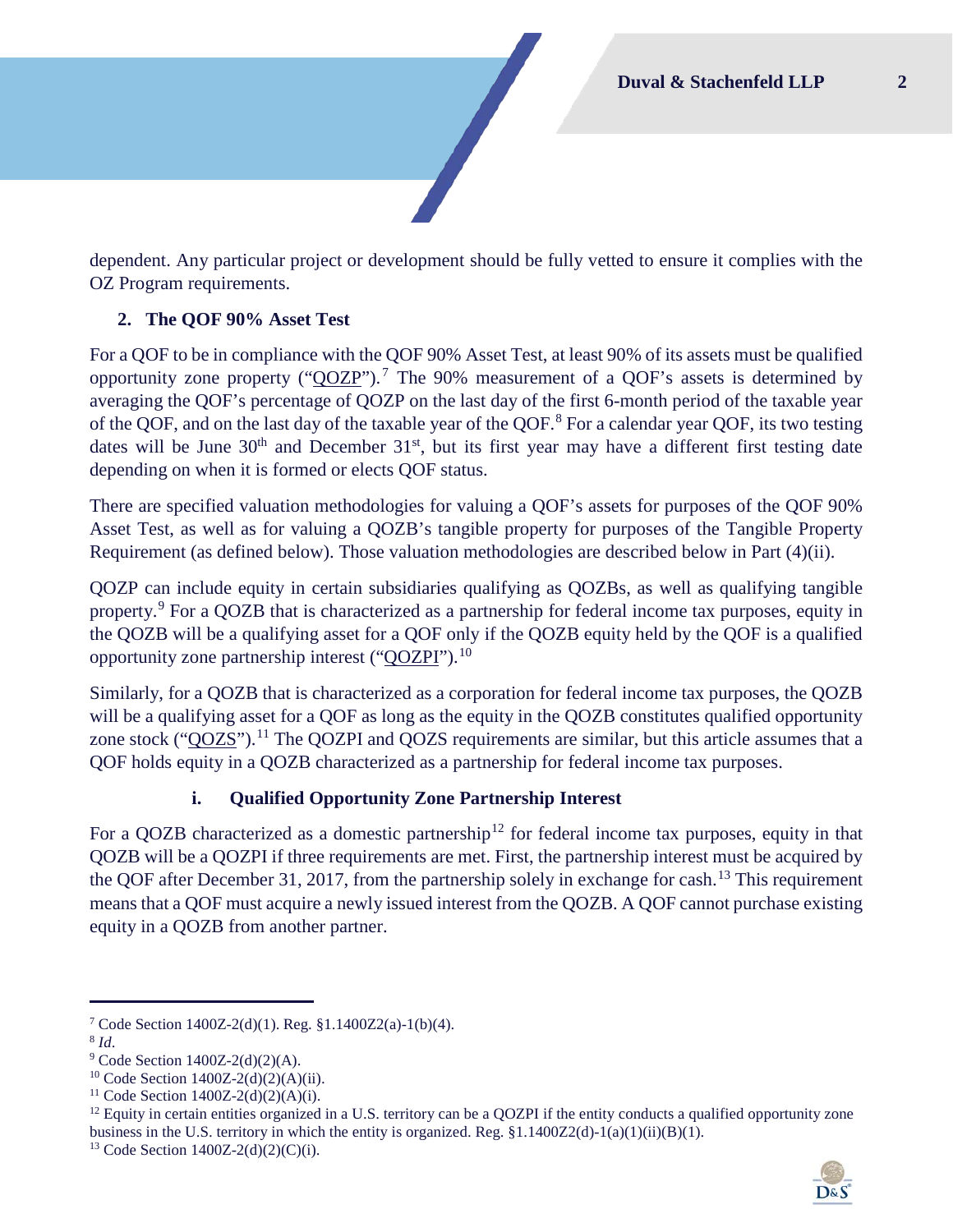dependent. Any particular project or development should be fully vetted to ensure it complies with the OZ Program requirements.

## 2. The QOF 90% Asset Test

For a QOF to be in compliance with the QOF 90% Asset Test, at least 90% of its assets must be qualified opportunity zone property ("QOZP").[7] The 90% measurement of a QOF's assets is determined by averaging the QOF's percentage of QOZP on the last day of the first 6-month period of the taxable year of the QOF, and on the last day of the taxable year of the QOF.[8] For a calendar year QOF, its two testing dates will be June 30th and December 31st, but its first year may have a different first testing date depending on when it is formed or elects QOF status.

There are specified valuation methodologies for valuing a QOF's assets for purposes of the QOF 90% Asset Test, as well as for valuing a QOZB's tangible property for purposes of the Tangible Property Requirement (as defined below). Those valuation methodologies are described below in Part (4)(ii).

QOZP can include equity in certain subsidiaries qualifying as QOZBs, as well as qualifying tangible property.[9] For a QOZB that is characterized as a partnership for federal income tax purposes, equity in the QOZB will be a qualifying asset for a QOF only if the QOZB equity held by the QOF is a qualified opportunity zone partnership interest ("QOZPI").[10]

Similarly, for a QOZB that is characterized as a corporation for federal income tax purposes, the QOZB will be a qualifying asset for a QOF as long as the equity in the QOZB constitutes qualified opportunity zone stock ("QOZS").[11] The QOZPI and QOZS requirements are similar, but this article assumes that a QOF holds equity in a QOZB characterized as a partnership for federal income tax purposes.

### i. Qualified Opportunity Zone Partnership Interest

For a QOZB characterized as a domestic partnership[12] for federal income tax purposes, equity in that QOZB will be a QOZPI if three requirements are met. First, the partnership interest must be acquired by the QOF after December 31, 2017, from the partnership solely in exchange for cash.[13] This requirement means that a QOF must acquire a newly issued interest from the QOZB. A QOF cannot purchase existing equity in a QOZB from another partner.

---

[7] Code Section 1400Z-2(d)(1). Reg. §1.1400Z2(a)-1(b)(4).

[8] *Id*.

[9] Code Section 1400Z-2(d)(2)(A).

[10] Code Section 1400Z-2(d)(2)(A)(ii).

[11] Code Section 1400Z-2(d)(2)(A)(i).

[12] Equity in certain entities organized in a U.S. territory can be a QOZPI if the entity conducts a qualified opportunity zone business in the U.S. territory in which the entity is organized. Reg. §1.1400Z2(d)-1(a)(1)(ii)(B)(1).

[13] Code Section 1400Z-2(d)(2)(C)(i).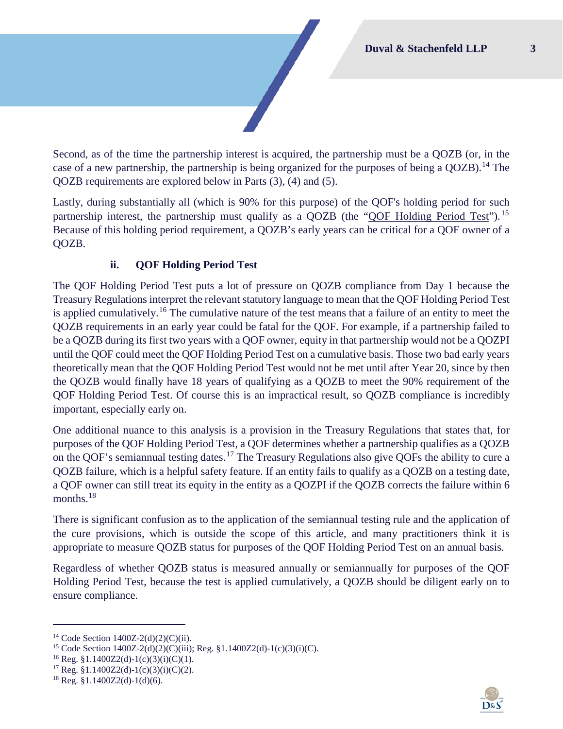Second, as of the time the partnership interest is acquired, the partnership must be a QOZB (or, in the case of a new partnership, the partnership is being organized for the purposes of being a QOZB).[14] The QOZB requirements are explored below in Parts (3), (4) and (5).

Lastly, during substantially all (which is 90% for this purpose) of the QOF's holding period for such partnership interest, the partnership must qualify as a QOZB (the "QOF Holding Period Test").[15] Because of this holding period requirement, a QOZB's early years can be critical for a QOF owner of a QOZB.

### ii. QOF Holding Period Test

The QOF Holding Period Test puts a lot of pressure on QOZB compliance from Day 1 because the Treasury Regulations interpret the relevant statutory language to mean that the QOF Holding Period Test is applied cumulatively.[16] The cumulative nature of the test means that a failure of an entity to meet the QOZB requirements in an early year could be fatal for the QOF. For example, if a partnership failed to be a QOZB during its first two years with a QOF owner, equity in that partnership would not be a QOZPI until the QOF could meet the QOF Holding Period Test on a cumulative basis. Those two bad early years theoretically mean that the QOF Holding Period Test would not be met until after Year 20, since by then the QOZB would finally have 18 years of qualifying as a QOZB to meet the 90% requirement of the QOF Holding Period Test. Of course this is an impractical result, so QOZB compliance is incredibly important, especially early on.

One additional nuance to this analysis is a provision in the Treasury Regulations that states that, for purposes of the QOF Holding Period Test, a QOF determines whether a partnership qualifies as a QOZB on the QOF's semiannual testing dates.[17] The Treasury Regulations also give QOFs the ability to cure a QOZB failure, which is a helpful safety feature. If an entity fails to qualify as a QOZB on a testing date, a QOF owner can still treat its equity in the entity as a QOZPI if the QOZB corrects the failure within 6 months.[18]

There is significant confusion as to the application of the semiannual testing rule and the application of the cure provisions, which is outside the scope of this article, and many practitioners think it is appropriate to measure QOZB status for purposes of the QOF Holding Period Test on an annual basis.

Regardless of whether QOZB status is measured annually or semiannually for purposes of the QOF Holding Period Test, because the test is applied cumulatively, a QOZB should be diligent early on to ensure compliance.

---

[14] Code Section 1400Z-2(d)(2)(C)(ii).

[15] Code Section 1400Z-2(d)(2)(C)(iii); Reg. §1.1400Z2(d)-1(c)(3)(i)(C).

[16] Reg. §1.1400Z2(d)-1(c)(3)(i)(C)(1).

[17] Reg. §1.1400Z2(d)-1(c)(3)(i)(C)(2).

[18] Reg. §1.1400Z2(d)-1(d)(6).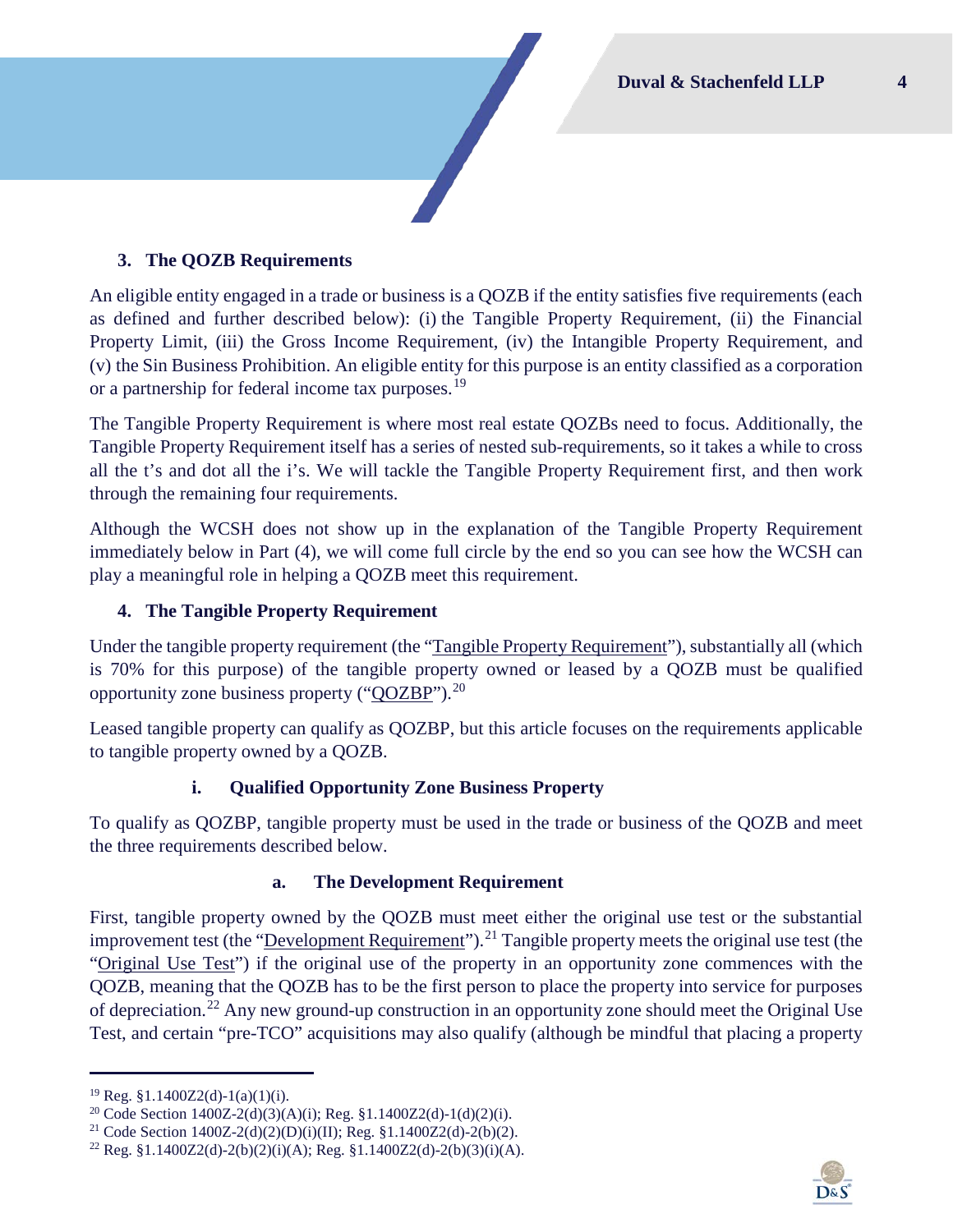### 3. The QOZB Requirements

An eligible entity engaged in a trade or business is a QOZB if the entity satisfies five requirements (each as defined and further described below): (i) the Tangible Property Requirement, (ii) the Financial Property Limit, (iii) the Gross Income Requirement, (iv) the Intangible Property Requirement, and (v) the Sin Business Prohibition. An eligible entity for this purpose is an entity classified as a corporation or a partnership for federal income tax purposes.[19]

The Tangible Property Requirement is where most real estate QOZBs need to focus. Additionally, the Tangible Property Requirement itself has a series of nested sub-requirements, so it takes a while to cross all the t's and dot all the i's. We will tackle the Tangible Property Requirement first, and then work through the remaining four requirements.

Although the WCSH does not show up in the explanation of the Tangible Property Requirement immediately below in Part (4), we will come full circle by the end so you can see how the WCSH can play a meaningful role in helping a QOZB meet this requirement.

### 4. The Tangible Property Requirement

Under the tangible property requirement (the "Tangible Property Requirement"), substantially all (which is 70% for this purpose) of the tangible property owned or leased by a QOZB must be qualified opportunity zone business property ("QOZBP").[20]

Leased tangible property can qualify as QOZBP, but this article focuses on the requirements applicable to tangible property owned by a QOZB.

#### i. Qualified Opportunity Zone Business Property

To qualify as QOZBP, tangible property must be used in the trade or business of the QOZB and meet the three requirements described below.

##### a. The Development Requirement

First, tangible property owned by the QOZB must meet either the original use test or the substantial improvement test (the "Development Requirement").[21] Tangible property meets the original use test (the "Original Use Test") if the original use of the property in an opportunity zone commences with the QOZB, meaning that the QOZB has to be the first person to place the property into service for purposes of depreciation.[22] Any new ground-up construction in an opportunity zone should meet the Original Use Test, and certain "pre-TCO" acquisitions may also qualify (although be mindful that placing a property

---

[19] Reg. §1.1400Z2(d)-1(a)(1)(i).

[20] Code Section 1400Z-2(d)(3)(A)(i); Reg. §1.1400Z2(d)-1(d)(2)(i).

[21] Code Section 1400Z-2(d)(2)(D)(i)(II); Reg. §1.1400Z2(d)-2(b)(2).

[22] Reg. §1.1400Z2(d)-2(b)(2)(i)(A); Reg. §1.1400Z2(d)-2(b)(3)(i)(A).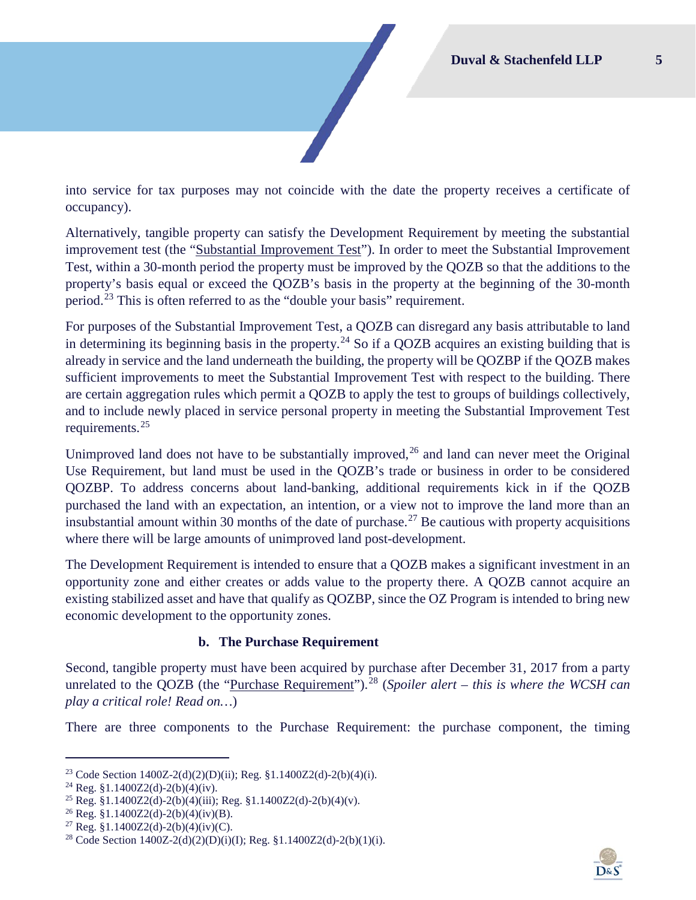into service for tax purposes may not coincide with the date the property receives a certificate of occupancy).

Alternatively, tangible property can satisfy the Development Requirement by meeting the substantial improvement test (the "Substantial Improvement Test"). In order to meet the Substantial Improvement Test, within a 30-month period the property must be improved by the QOZB so that the additions to the property's basis equal or exceed the QOZB's basis in the property at the beginning of the 30-month period.[23] This is often referred to as the "double your basis" requirement.

For purposes of the Substantial Improvement Test, a QOZB can disregard any basis attributable to land in determining its beginning basis in the property.[24] So if a QOZB acquires an existing building that is already in service and the land underneath the building, the property will be QOZBP if the QOZB makes sufficient improvements to meet the Substantial Improvement Test with respect to the building. There are certain aggregation rules which permit a QOZB to apply the test to groups of buildings collectively, and to include newly placed in service personal property in meeting the Substantial Improvement Test requirements.[25]

Unimproved land does not have to be substantially improved,[26] and land can never meet the Original Use Requirement, but land must be used in the QOZB's trade or business in order to be considered QOZBP. To address concerns about land-banking, additional requirements kick in if the QOZB purchased the land with an expectation, an intention, or a view not to improve the land more than an insubstantial amount within 30 months of the date of purchase.[27] Be cautious with property acquisitions where there will be large amounts of unimproved land post-development.

The Development Requirement is intended to ensure that a QOZB makes a significant investment in an opportunity zone and either creates or adds value to the property there. A QOZB cannot acquire an existing stabilized asset and have that qualify as QOZBP, since the OZ Program is intended to bring new economic development to the opportunity zones.

#### b. The Purchase Requirement

Second, tangible property must have been acquired by purchase after December 31, 2017 from a party unrelated to the QOZB (the "Purchase Requirement").[28] (*Spoiler alert – this is where the WCSH can play a critical role! Read on…*)

There are three components to the Purchase Requirement: the purchase component, the timing

---

[23] Code Section 1400Z-2(d)(2)(D)(ii); Reg. §1.1400Z2(d)-2(b)(4)(i).

[24] Reg. §1.1400Z2(d)-2(b)(4)(iv).

[25] Reg. §1.1400Z2(d)-2(b)(4)(iii); Reg. §1.1400Z2(d)-2(b)(4)(v).

[26] Reg. §1.1400Z2(d)-2(b)(4)(iv)(B).

[27] Reg. §1.1400Z2(d)-2(b)(4)(iv)(C).

[28] Code Section 1400Z-2(d)(2)(D)(i)(I); Reg. §1.1400Z2(d)-2(b)(1)(i).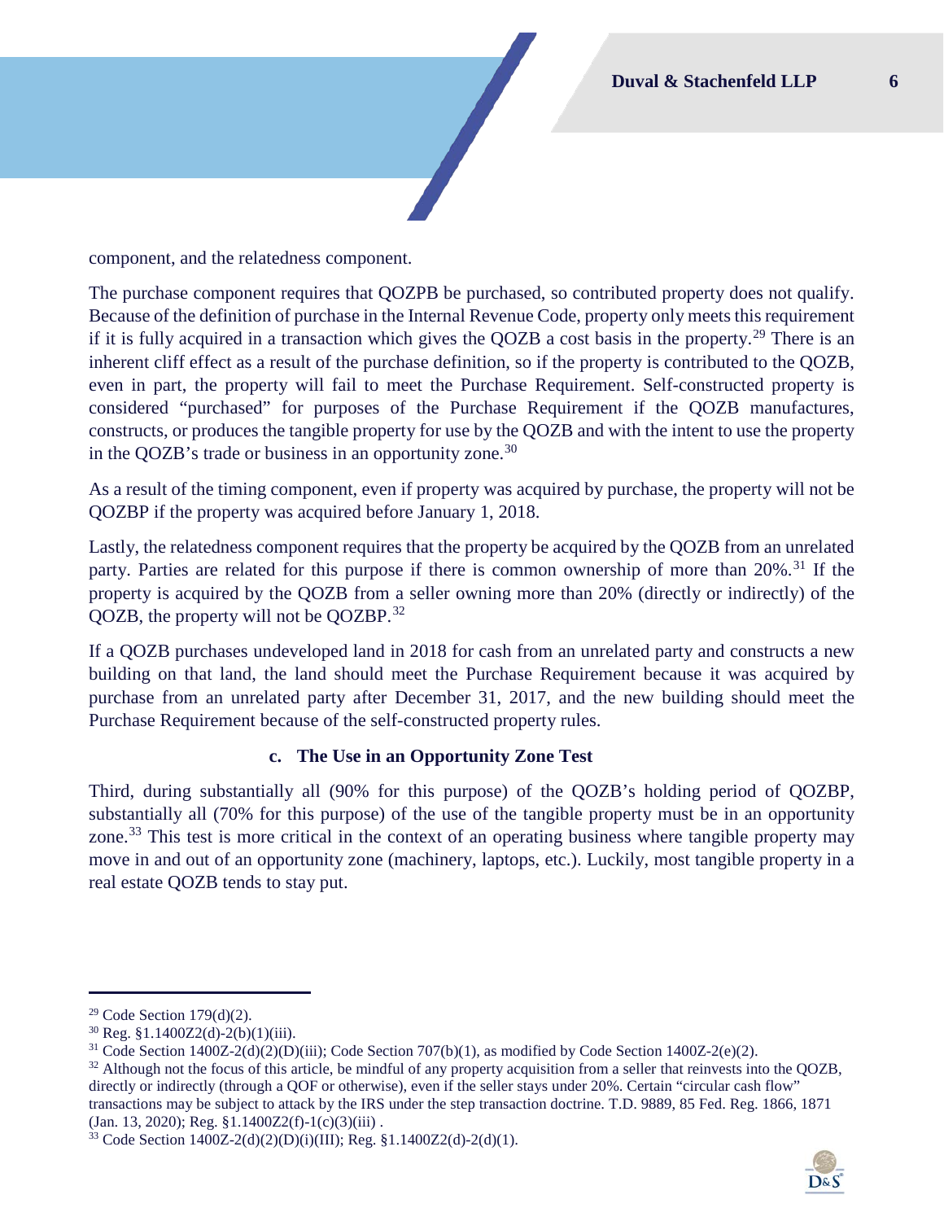component, and the relatedness component.

The purchase component requires that QOZPB be purchased, so contributed property does not qualify. Because of the definition of purchase in the Internal Revenue Code, property only meets this requirement if it is fully acquired in a transaction which gives the QOZB a cost basis in the property.[29] There is an inherent cliff effect as a result of the purchase definition, so if the property is contributed to the QOZB, even in part, the property will fail to meet the Purchase Requirement. Self-constructed property is considered "purchased" for purposes of the Purchase Requirement if the QOZB manufactures, constructs, or produces the tangible property for use by the QOZB and with the intent to use the property in the QOZB's trade or business in an opportunity zone.[30]

As a result of the timing component, even if property was acquired by purchase, the property will not be QOZBP if the property was acquired before January 1, 2018.

Lastly, the relatedness component requires that the property be acquired by the QOZB from an unrelated party. Parties are related for this purpose if there is common ownership of more than 20%.[31] If the property is acquired by the QOZB from a seller owning more than 20% (directly or indirectly) of the QOZB, the property will not be QOZBP.[32]

If a QOZB purchases undeveloped land in 2018 for cash from an unrelated party and constructs a new building on that land, the land should meet the Purchase Requirement because it was acquired by purchase from an unrelated party after December 31, 2017, and the new building should meet the Purchase Requirement because of the self-constructed property rules.

### c. The Use in an Opportunity Zone Test

Third, during substantially all (90% for this purpose) of the QOZB's holding period of QOZBP, substantially all (70% for this purpose) of the use of the tangible property must be in an opportunity zone.[33] This test is more critical in the context of an operating business where tangible property may move in and out of an opportunity zone (machinery, laptops, etc.). Luckily, most tangible property in a real estate QOZB tends to stay put.

---

[29] Code Section 179(d)(2).

[30] Reg. §1.1400Z2(d)-2(b)(1)(iii).

[31] Code Section 1400Z-2(d)(2)(D)(iii); Code Section 707(b)(1), as modified by Code Section 1400Z-2(e)(2).

[32] Although not the focus of this article, be mindful of any property acquisition from a seller that reinvests into the QOZB, directly or indirectly (through a QOF or otherwise), even if the seller stays under 20%. Certain "circular cash flow" transactions may be subject to attack by the IRS under the step transaction doctrine. T.D. 9889, 85 Fed. Reg. 1866, 1871 (Jan. 13, 2020); Reg. §1.1400Z2(f)-1(c)(3)(iii) .

[33] Code Section 1400Z-2(d)(2)(D)(i)(III); Reg. §1.1400Z2(d)-2(d)(1).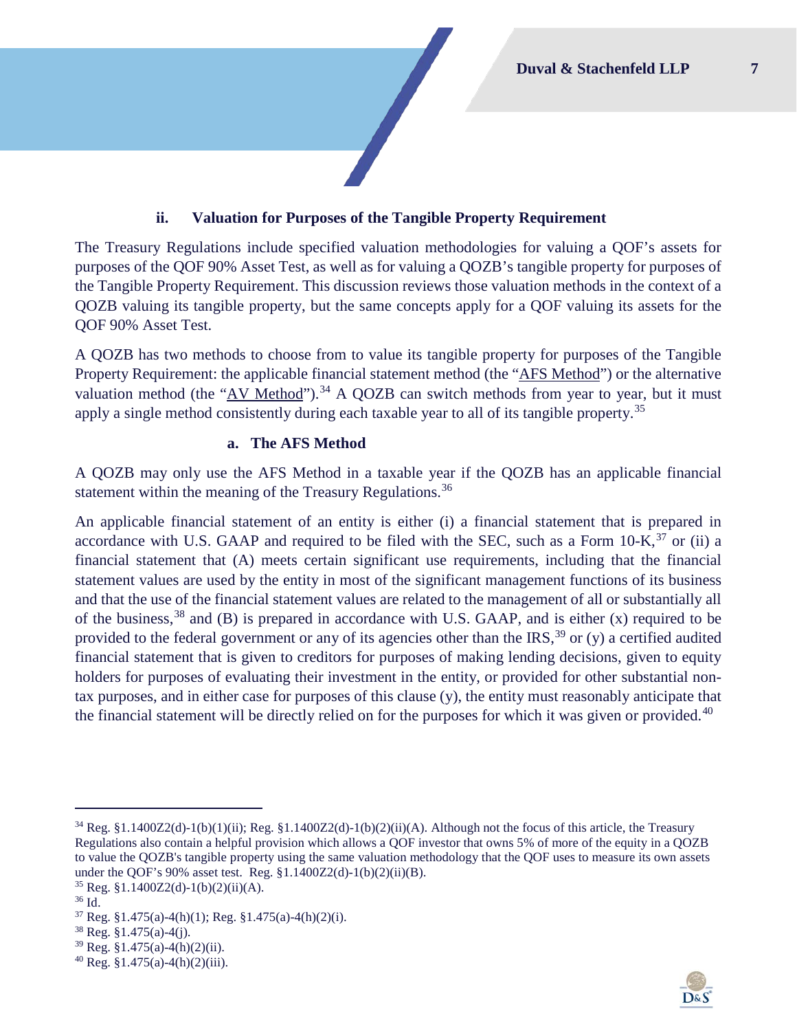### ii. Valuation for Purposes of the Tangible Property Requirement

The Treasury Regulations include specified valuation methodologies for valuing a QOF's assets for purposes of the QOF 90% Asset Test, as well as for valuing a QOZB's tangible property for purposes of the Tangible Property Requirement. This discussion reviews those valuation methods in the context of a QOZB valuing its tangible property, but the same concepts apply for a QOF valuing its assets for the QOF 90% Asset Test.

A QOZB has two methods to choose from to value its tangible property for purposes of the Tangible Property Requirement: the applicable financial statement method (the "AFS Method") or the alternative valuation method (the "AV Method").[34] A QOZB can switch methods from year to year, but it must apply a single method consistently during each taxable year to all of its tangible property.[35]

#### a. The AFS Method

A QOZB may only use the AFS Method in a taxable year if the QOZB has an applicable financial statement within the meaning of the Treasury Regulations.[36]

An applicable financial statement of an entity is either (i) a financial statement that is prepared in accordance with U.S. GAAP and required to be filed with the SEC, such as a Form 10-K,[37] or (ii) a financial statement that (A) meets certain significant use requirements, including that the financial statement values are used by the entity in most of the significant management functions of its business and that the use of the financial statement values are related to the management of all or substantially all of the business,[38] and (B) is prepared in accordance with U.S. GAAP, and is either (x) required to be provided to the federal government or any of its agencies other than the IRS,[39] or (y) a certified audited financial statement that is given to creditors for purposes of making lending decisions, given to equity holders for purposes of evaluating their investment in the entity, or provided for other substantial non-tax purposes, and in either case for purposes of this clause (y), the entity must reasonably anticipate that the financial statement will be directly relied on for the purposes for which it was given or provided.[40]

---

[34] Reg. §1.1400Z2(d)-1(b)(1)(ii); Reg. §1.1400Z2(d)-1(b)(2)(ii)(A). Although not the focus of this article, the Treasury Regulations also contain a helpful provision which allows a QOF investor that owns 5% of more of the equity in a QOZB to value the QOZB's tangible property using the same valuation methodology that the QOF uses to measure its own assets under the QOF's 90% asset test. Reg. §1.1400Z2(d)-1(b)(2)(ii)(B).

[35] Reg. §1.1400Z2(d)-1(b)(2)(ii)(A).

[36] Id.

[37] Reg. §1.475(a)-4(h)(1); Reg. §1.475(a)-4(h)(2)(i).

[38] Reg. §1.475(a)-4(j).

[39] Reg. §1.475(a)-4(h)(2)(ii).

[40] Reg. §1.475(a)-4(h)(2)(iii).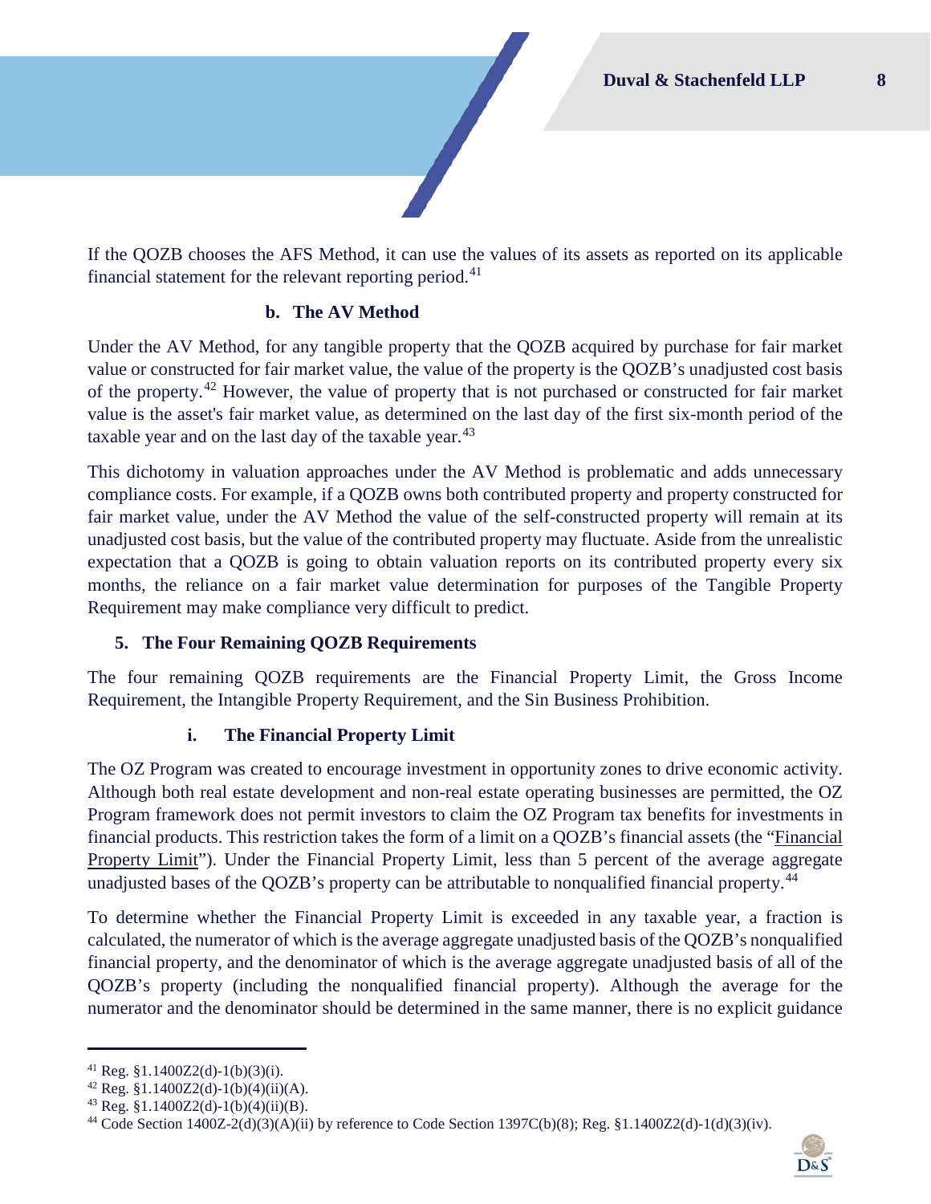If the QOZB chooses the AFS Method, it can use the values of its assets as reported on its applicable financial statement for the relevant reporting period.[41]

### b. The AV Method

Under the AV Method, for any tangible property that the QOZB acquired by purchase for fair market value or constructed for fair market value, the value of the property is the QOZB's unadjusted cost basis of the property.[42] However, the value of property that is not purchased or constructed for fair market value is the asset's fair market value, as determined on the last day of the first six-month period of the taxable year and on the last day of the taxable year.[43]

This dichotomy in valuation approaches under the AV Method is problematic and adds unnecessary compliance costs. For example, if a QOZB owns both contributed property and property constructed for fair market value, under the AV Method the value of the self-constructed property will remain at its unadjusted cost basis, but the value of the contributed property may fluctuate. Aside from the unrealistic expectation that a QOZB is going to obtain valuation reports on its contributed property every six months, the reliance on a fair market value determination for purposes of the Tangible Property Requirement may make compliance very difficult to predict.

## 5. The Four Remaining QOZB Requirements

The four remaining QOZB requirements are the Financial Property Limit, the Gross Income Requirement, the Intangible Property Requirement, and the Sin Business Prohibition.

### i. The Financial Property Limit

The OZ Program was created to encourage investment in opportunity zones to drive economic activity. Although both real estate development and non-real estate operating businesses are permitted, the OZ Program framework does not permit investors to claim the OZ Program tax benefits for investments in financial products. This restriction takes the form of a limit on a QOZB's financial assets (the "Financial Property Limit"). Under the Financial Property Limit, less than 5 percent of the average aggregate unadjusted bases of the QOZB's property can be attributable to nonqualified financial property.[44]

To determine whether the Financial Property Limit is exceeded in any taxable year, a fraction is calculated, the numerator of which is the average aggregate unadjusted basis of the QOZB's nonqualified financial property, and the denominator of which is the average aggregate unadjusted basis of all of the QOZB's property (including the nonqualified financial property). Although the average for the numerator and the denominator should be determined in the same manner, there is no explicit guidance

---

[41] Reg. §1.1400Z2(d)-1(b)(3)(i).

[42] Reg. §1.1400Z2(d)-1(b)(4)(ii)(A).

[43] Reg. §1.1400Z2(d)-1(b)(4)(ii)(B).

[44] Code Section 1400Z-2(d)(3)(A)(ii) by reference to Code Section 1397C(b)(8); Reg. §1.1400Z2(d)-1(d)(3)(iv).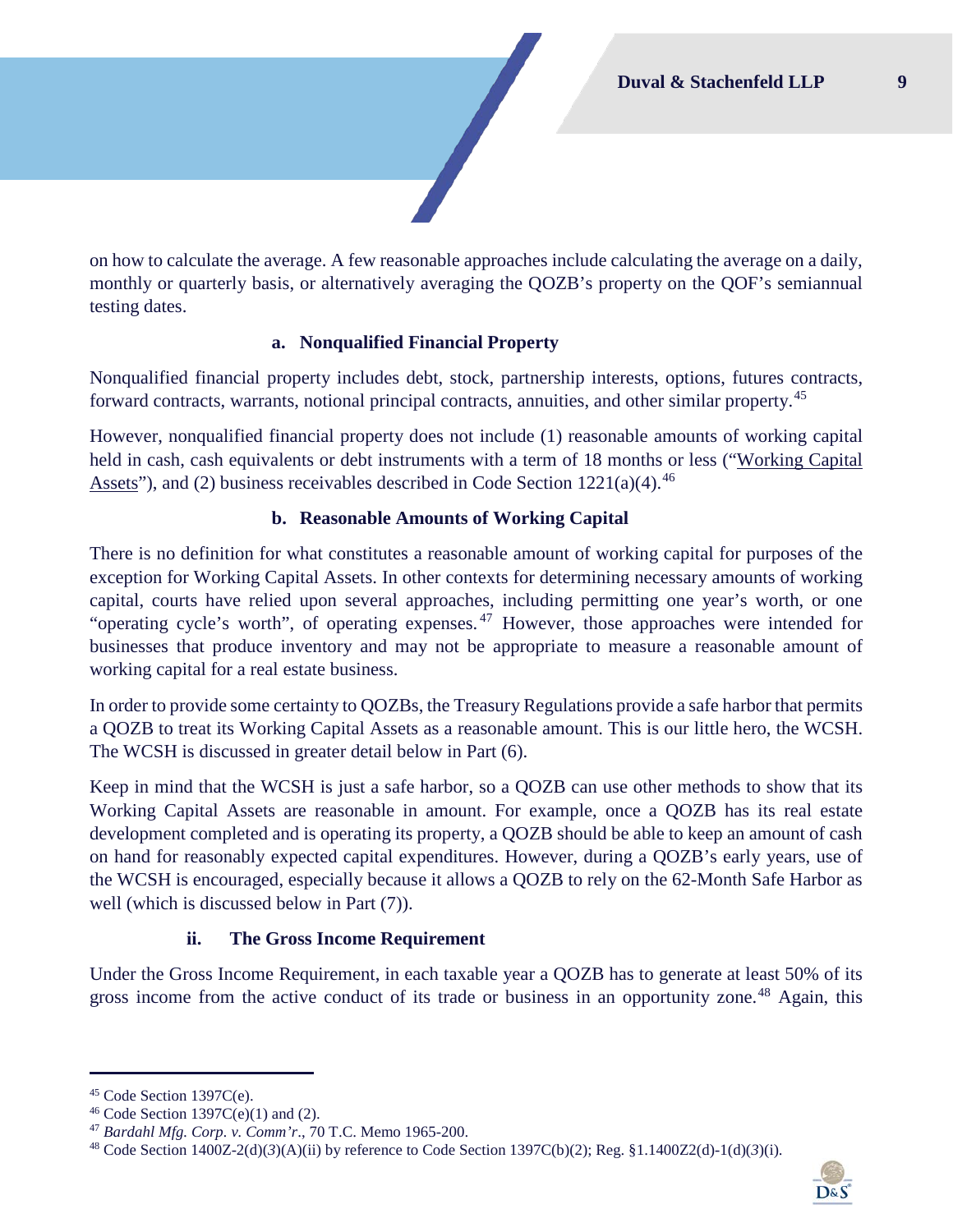on how to calculate the average. A few reasonable approaches include calculating the average on a daily, monthly or quarterly basis, or alternatively averaging the QOZB's property on the QOF's semiannual testing dates.

#### a. Nonqualified Financial Property

Nonqualified financial property includes debt, stock, partnership interests, options, futures contracts, forward contracts, warrants, notional principal contracts, annuities, and other similar property.[45]

However, nonqualified financial property does not include (1) reasonable amounts of working capital held in cash, cash equivalents or debt instruments with a term of 18 months or less ("Working Capital Assets"), and (2) business receivables described in Code Section 1221(a)(4).[46]

#### b. Reasonable Amounts of Working Capital

There is no definition for what constitutes a reasonable amount of working capital for purposes of the exception for Working Capital Assets. In other contexts for determining necessary amounts of working capital, courts have relied upon several approaches, including permitting one year's worth, or one "operating cycle's worth", of operating expenses.[47] However, those approaches were intended for businesses that produce inventory and may not be appropriate to measure a reasonable amount of working capital for a real estate business.

In order to provide some certainty to QOZBs, the Treasury Regulations provide a safe harbor that permits a QOZB to treat its Working Capital Assets as a reasonable amount. This is our little hero, the WCSH. The WCSH is discussed in greater detail below in Part (6).

Keep in mind that the WCSH is just a safe harbor, so a QOZB can use other methods to show that its Working Capital Assets are reasonable in amount. For example, once a QOZB has its real estate development completed and is operating its property, a QOZB should be able to keep an amount of cash on hand for reasonably expected capital expenditures. However, during a QOZB's early years, use of the WCSH is encouraged, especially because it allows a QOZB to rely on the 62-Month Safe Harbor as well (which is discussed below in Part (7)).

### ii. The Gross Income Requirement

Under the Gross Income Requirement, in each taxable year a QOZB has to generate at least 50% of its gross income from the active conduct of its trade or business in an opportunity zone.[48] Again, this

---

[45] Code Section 1397C(e).

[46] Code Section 1397C(e)(1) and (2).

[47] *Bardahl Mfg. Corp. v. Comm'r*., 70 T.C. Memo 1965-200.

[48] Code Section 1400Z-2(d)(*3*)(A)(ii) by reference to Code Section 1397C(b)(2); Reg. §1.1400Z2(d)-1(d)(*3*)(i).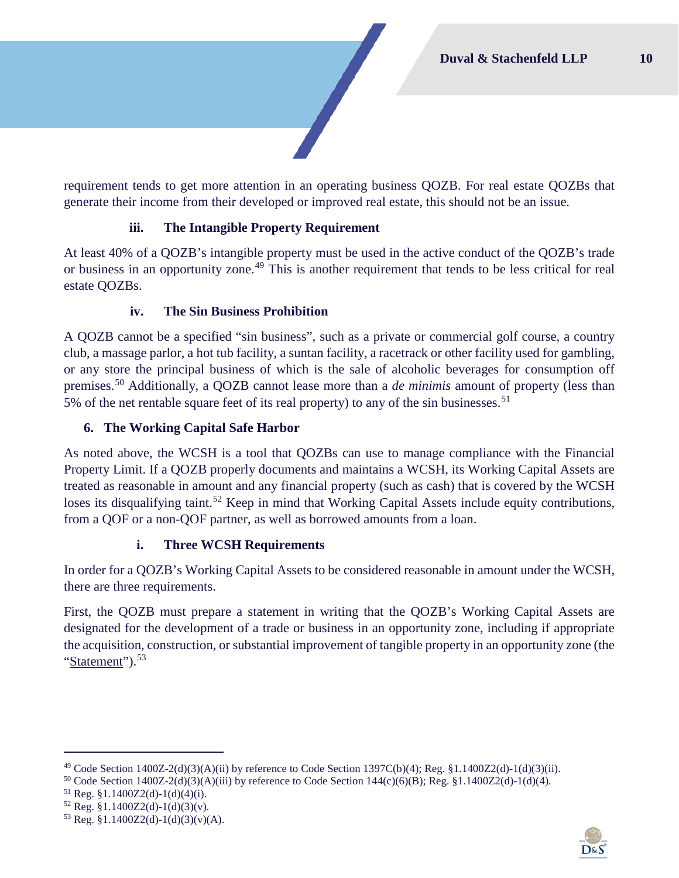requirement tends to get more attention in an operating business QOZB. For real estate QOZBs that generate their income from their developed or improved real estate, this should not be an issue.

#### iii. The Intangible Property Requirement

At least 40% of a QOZB's intangible property must be used in the active conduct of the QOZB's trade or business in an opportunity zone.[49] This is another requirement that tends to be less critical for real estate QOZBs.

#### iv. The Sin Business Prohibition

A QOZB cannot be a specified "sin business", such as a private or commercial golf course, a country club, a massage parlor, a hot tub facility, a suntan facility, a racetrack or other facility used for gambling, or any store the principal business of which is the sale of alcoholic beverages for consumption off premises.[50] Additionally, a QOZB cannot lease more than a *de minimis* amount of property (less than 5% of the net rentable square feet of its real property) to any of the sin businesses.[51]

### 6. The Working Capital Safe Harbor

As noted above, the WCSH is a tool that QOZBs can use to manage compliance with the Financial Property Limit. If a QOZB properly documents and maintains a WCSH, its Working Capital Assets are treated as reasonable in amount and any financial property (such as cash) that is covered by the WCSH loses its disqualifying taint.[52] Keep in mind that Working Capital Assets include equity contributions, from a QOF or a non-QOF partner, as well as borrowed amounts from a loan.

#### i. Three WCSH Requirements

In order for a QOZB's Working Capital Assets to be considered reasonable in amount under the WCSH, there are three requirements.

First, the QOZB must prepare a statement in writing that the QOZB's Working Capital Assets are designated for the development of a trade or business in an opportunity zone, including if appropriate the acquisition, construction, or substantial improvement of tangible property in an opportunity zone (the "Statement").[53]

---

[49] Code Section 1400Z-2(d)(3)(A)(ii) by reference to Code Section 1397C(b)(4); Reg. §1.1400Z2(d)-1(d)(3)(ii).

[50] Code Section 1400Z-2(d)(3)(A)(iii) by reference to Code Section 144(c)(6)(B); Reg. §1.1400Z2(d)-1(d)(4).

[51] Reg. §1.1400Z2(d)-1(d)(4)(i).

[52] Reg. §1.1400Z2(d)-1(d)(3)(v).

[53] Reg. §1.1400Z2(d)-1(d)(3)(v)(A).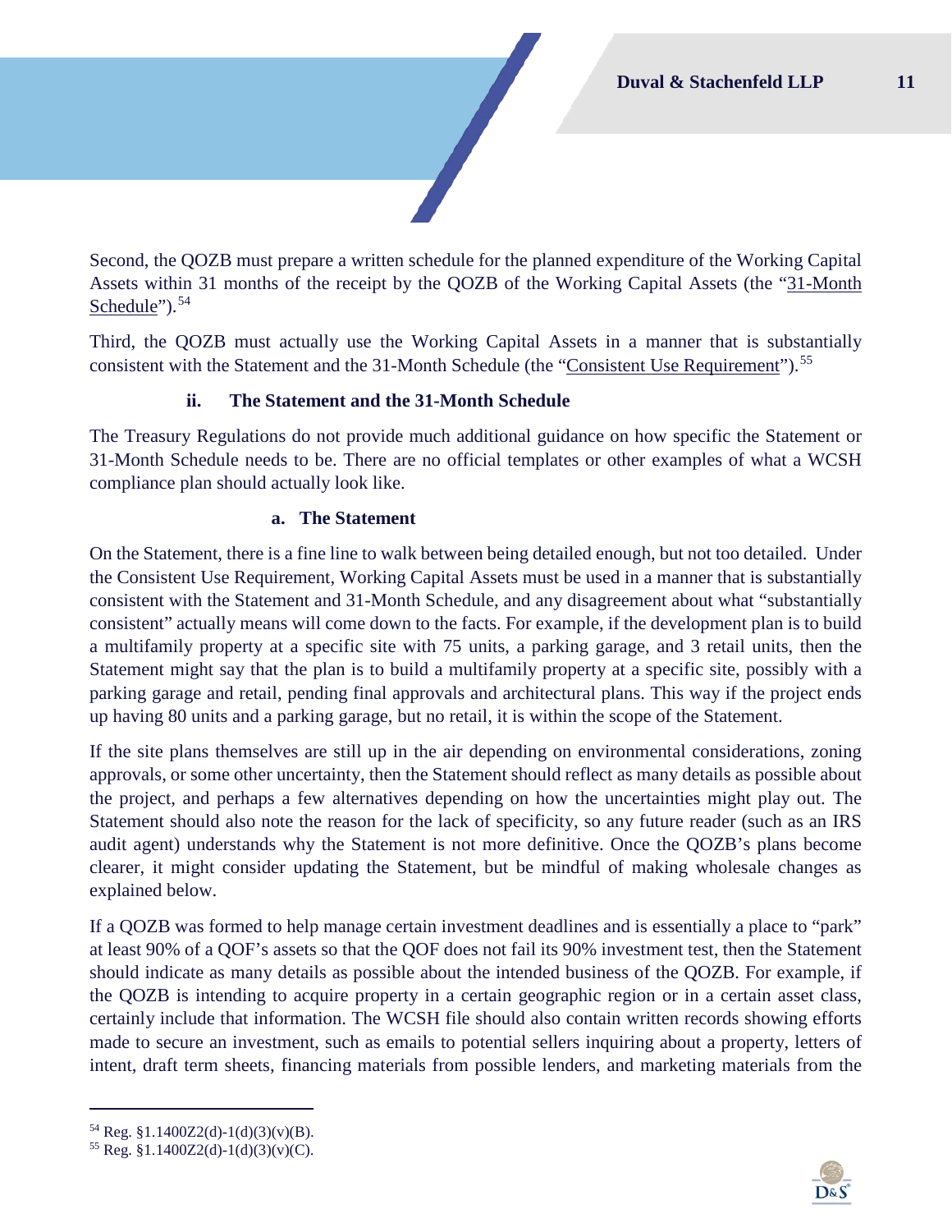Second, the QOZB must prepare a written schedule for the planned expenditure of the Working Capital Assets within 31 months of the receipt by the QOZB of the Working Capital Assets (the "31-Month Schedule").[54]

Third, the QOZB must actually use the Working Capital Assets in a manner that is substantially consistent with the Statement and the 31-Month Schedule (the "Consistent Use Requirement").[55]

#### ii. The Statement and the 31-Month Schedule

The Treasury Regulations do not provide much additional guidance on how specific the Statement or 31-Month Schedule needs to be. There are no official templates or other examples of what a WCSH compliance plan should actually look like.

##### a. The Statement

On the Statement, there is a fine line to walk between being detailed enough, but not too detailed. Under the Consistent Use Requirement, Working Capital Assets must be used in a manner that is substantially consistent with the Statement and 31-Month Schedule, and any disagreement about what "substantially consistent" actually means will come down to the facts. For example, if the development plan is to build a multifamily property at a specific site with 75 units, a parking garage, and 3 retail units, then the Statement might say that the plan is to build a multifamily property at a specific site, possibly with a parking garage and retail, pending final approvals and architectural plans. This way if the project ends up having 80 units and a parking garage, but no retail, it is within the scope of the Statement.

If the site plans themselves are still up in the air depending on environmental considerations, zoning approvals, or some other uncertainty, then the Statement should reflect as many details as possible about the project, and perhaps a few alternatives depending on how the uncertainties might play out. The Statement should also note the reason for the lack of specificity, so any future reader (such as an IRS audit agent) understands why the Statement is not more definitive. Once the QOZB's plans become clearer, it might consider updating the Statement, but be mindful of making wholesale changes as explained below.

If a QOZB was formed to help manage certain investment deadlines and is essentially a place to "park" at least 90% of a QOF's assets so that the QOF does not fail its 90% investment test, then the Statement should indicate as many details as possible about the intended business of the QOZB. For example, if the QOZB is intending to acquire property in a certain geographic region or in a certain asset class, certainly include that information. The WCSH file should also contain written records showing efforts made to secure an investment, such as emails to potential sellers inquiring about a property, letters of intent, draft term sheets, financing materials from possible lenders, and marketing materials from the

---

[54] Reg. §1.1400Z2(d)-1(d)(3)(v)(B).

[55] Reg. §1.1400Z2(d)-1(d)(3)(v)(C).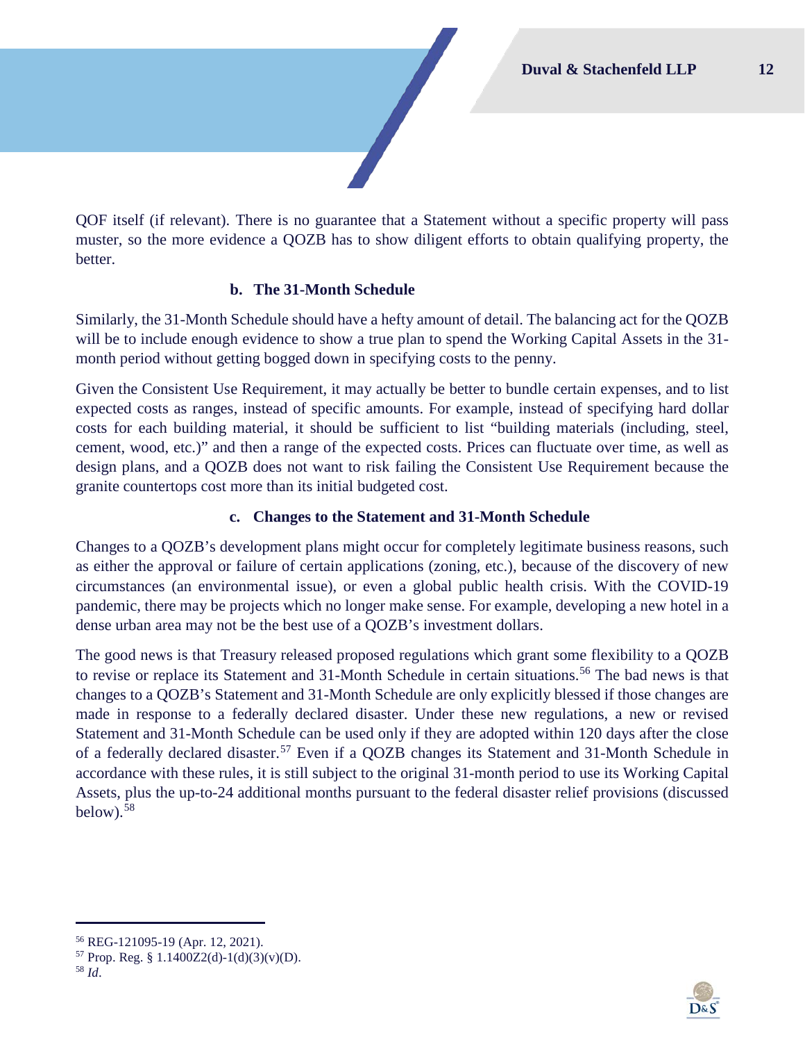QOF itself (if relevant). There is no guarantee that a Statement without a specific property will pass muster, so the more evidence a QOZB has to show diligent efforts to obtain qualifying property, the better.

#### b. The 31-Month Schedule

Similarly, the 31-Month Schedule should have a hefty amount of detail. The balancing act for the QOZB will be to include enough evidence to show a true plan to spend the Working Capital Assets in the 31-month period without getting bogged down in specifying costs to the penny.

Given the Consistent Use Requirement, it may actually be better to bundle certain expenses, and to list expected costs as ranges, instead of specific amounts. For example, instead of specifying hard dollar costs for each building material, it should be sufficient to list "building materials (including, steel, cement, wood, etc.)" and then a range of the expected costs. Prices can fluctuate over time, as well as design plans, and a QOZB does not want to risk failing the Consistent Use Requirement because the granite countertops cost more than its initial budgeted cost.

#### c. Changes to the Statement and 31-Month Schedule

Changes to a QOZB's development plans might occur for completely legitimate business reasons, such as either the approval or failure of certain applications (zoning, etc.), because of the discovery of new circumstances (an environmental issue), or even a global public health crisis. With the COVID-19 pandemic, there may be projects which no longer make sense. For example, developing a new hotel in a dense urban area may not be the best use of a QOZB's investment dollars.

The good news is that Treasury released proposed regulations which grant some flexibility to a QOZB to revise or replace its Statement and 31-Month Schedule in certain situations.[56] The bad news is that changes to a QOZB's Statement and 31-Month Schedule are only explicitly blessed if those changes are made in response to a federally declared disaster. Under these new regulations, a new or revised Statement and 31-Month Schedule can be used only if they are adopted within 120 days after the close of a federally declared disaster.[57] Even if a QOZB changes its Statement and 31-Month Schedule in accordance with these rules, it is still subject to the original 31-month period to use its Working Capital Assets, plus the up-to-24 additional months pursuant to the federal disaster relief provisions (discussed below).[58]

---

[56] REG-121095-19 (Apr. 12, 2021).

[57] Prop. Reg. § 1.1400Z2(d)-1(d)(3)(v)(D).

[58] *Id*.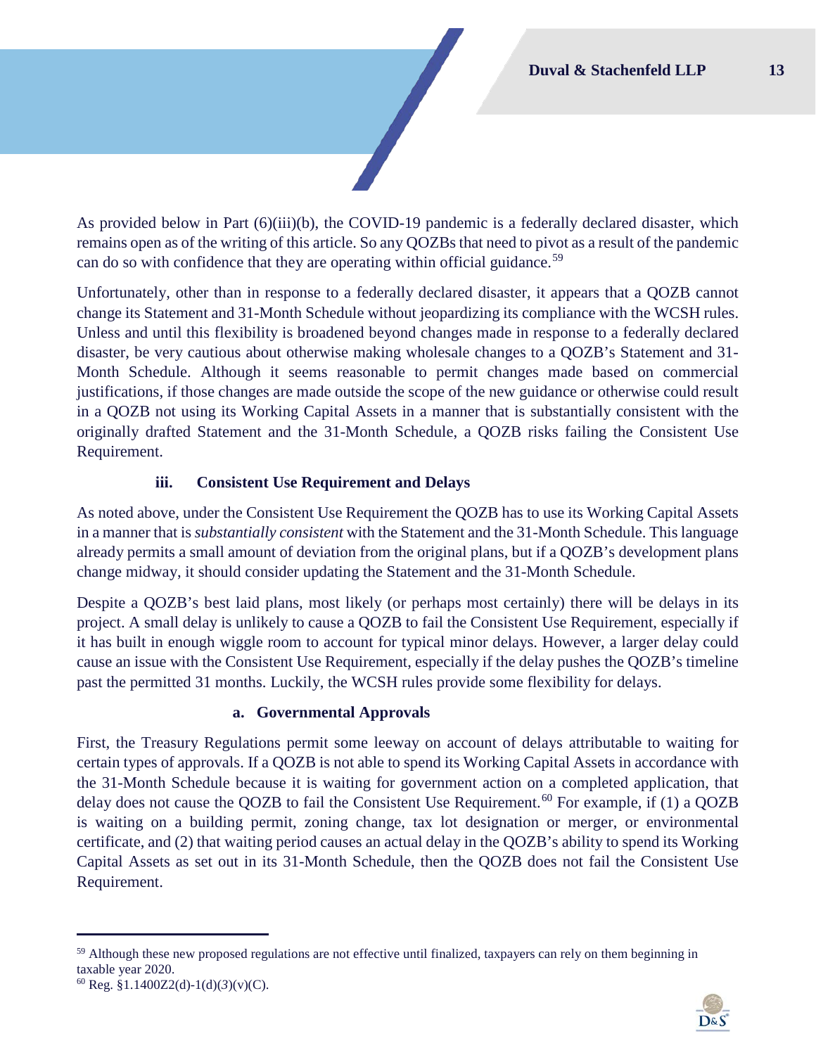As provided below in Part (6)(iii)(b), the COVID-19 pandemic is a federally declared disaster, which remains open as of the writing of this article. So any QOZBs that need to pivot as a result of the pandemic can do so with confidence that they are operating within official guidance.[59]

Unfortunately, other than in response to a federally declared disaster, it appears that a QOZB cannot change its Statement and 31-Month Schedule without jeopardizing its compliance with the WCSH rules. Unless and until this flexibility is broadened beyond changes made in response to a federally declared disaster, be very cautious about otherwise making wholesale changes to a QOZB's Statement and 31-Month Schedule. Although it seems reasonable to permit changes made based on commercial justifications, if those changes are made outside the scope of the new guidance or otherwise could result in a QOZB not using its Working Capital Assets in a manner that is substantially consistent with the originally drafted Statement and the 31-Month Schedule, a QOZB risks failing the Consistent Use Requirement.

### iii. Consistent Use Requirement and Delays

As noted above, under the Consistent Use Requirement the QOZB has to use its Working Capital Assets in a manner that is *substantially consistent* with the Statement and the 31-Month Schedule. This language already permits a small amount of deviation from the original plans, but if a QOZB's development plans change midway, it should consider updating the Statement and the 31-Month Schedule.

Despite a QOZB's best laid plans, most likely (or perhaps most certainly) there will be delays in its project. A small delay is unlikely to cause a QOZB to fail the Consistent Use Requirement, especially if it has built in enough wiggle room to account for typical minor delays. However, a larger delay could cause an issue with the Consistent Use Requirement, especially if the delay pushes the QOZB's timeline past the permitted 31 months. Luckily, the WCSH rules provide some flexibility for delays.

#### a. Governmental Approvals

First, the Treasury Regulations permit some leeway on account of delays attributable to waiting for certain types of approvals. If a QOZB is not able to spend its Working Capital Assets in accordance with the 31-Month Schedule because it is waiting for government action on a completed application, that delay does not cause the QOZB to fail the Consistent Use Requirement.[60] For example, if (1) a QOZB is waiting on a building permit, zoning change, tax lot designation or merger, or environmental certificate, and (2) that waiting period causes an actual delay in the QOZB's ability to spend its Working Capital Assets as set out in its 31-Month Schedule, then the QOZB does not fail the Consistent Use Requirement.

---

[59] Although these new proposed regulations are not effective until finalized, taxpayers can rely on them beginning in taxable year 2020.

[60] Reg. §1.1400Z2(d)-1(d)(*3*)(v)(C).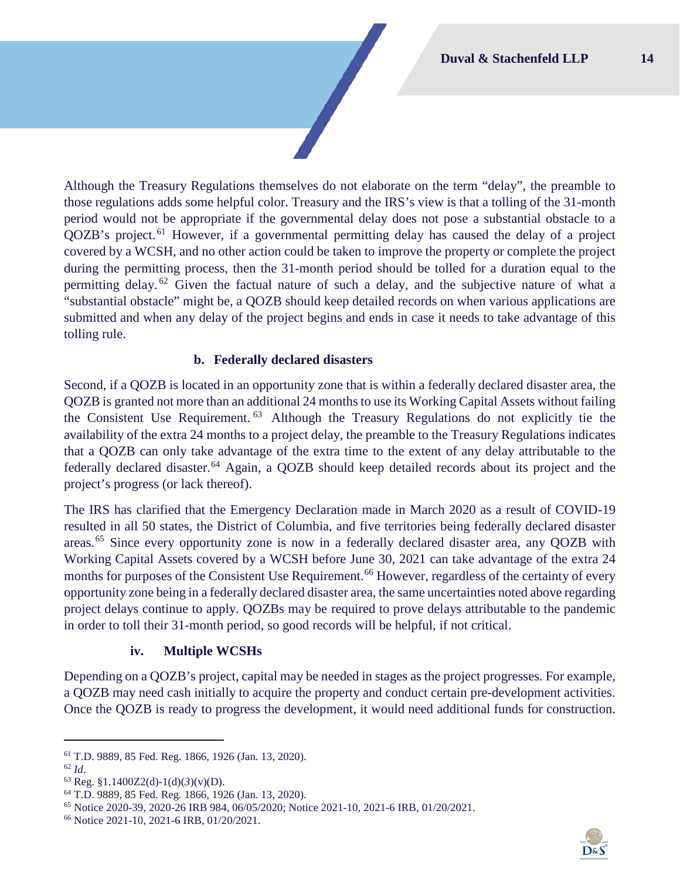Although the Treasury Regulations themselves do not elaborate on the term "delay", the preamble to those regulations adds some helpful color. Treasury and the IRS's view is that a tolling of the 31-month period would not be appropriate if the governmental delay does not pose a substantial obstacle to a QOZB's project.[61] However, if a governmental permitting delay has caused the delay of a project covered by a WCSH, and no other action could be taken to improve the property or complete the project during the permitting process, then the 31-month period should be tolled for a duration equal to the permitting delay.[62] Given the factual nature of such a delay, and the subjective nature of what a "substantial obstacle" might be, a QOZB should keep detailed records on when various applications are submitted and when any delay of the project begins and ends in case it needs to take advantage of this tolling rule.

#### b. Federally declared disasters

Second, if a QOZB is located in an opportunity zone that is within a federally declared disaster area, the QOZB is granted not more than an additional 24 months to use its Working Capital Assets without failing the Consistent Use Requirement.[63] Although the Treasury Regulations do not explicitly tie the availability of the extra 24 months to a project delay, the preamble to the Treasury Regulations indicates that a QOZB can only take advantage of the extra time to the extent of any delay attributable to the federally declared disaster.[64] Again, a QOZB should keep detailed records about its project and the project's progress (or lack thereof).

The IRS has clarified that the Emergency Declaration made in March 2020 as a result of COVID-19 resulted in all 50 states, the District of Columbia, and five territories being federally declared disaster areas.[65] Since every opportunity zone is now in a federally declared disaster area, any QOZB with Working Capital Assets covered by a WCSH before June 30, 2021 can take advantage of the extra 24 months for purposes of the Consistent Use Requirement.[66] However, regardless of the certainty of every opportunity zone being in a federally declared disaster area, the same uncertainties noted above regarding project delays continue to apply. QOZBs may be required to prove delays attributable to the pandemic in order to toll their 31-month period, so good records will be helpful, if not critical.

### iv. Multiple WCSHs

Depending on a QOZB's project, capital may be needed in stages as the project progresses. For example, a QOZB may need cash initially to acquire the property and conduct certain pre-development activities. Once the QOZB is ready to progress the development, it would need additional funds for construction.

---

[61] T.D. 9889, 85 Fed. Reg. 1866, 1926 (Jan. 13, 2020).

[62] *Id*.

[63] Reg. §1.1400Z2(d)-1(d)(*3*)(v)(D).

[64] T.D. 9889, 85 Fed. Reg. 1866, 1926 (Jan. 13, 2020).

[65] Notice 2020-39, 2020-26 IRB 984, 06/05/2020; Notice 2021-10, 2021-6 IRB, 01/20/2021.

[66] Notice 2021-10, 2021-6 IRB, 01/20/2021.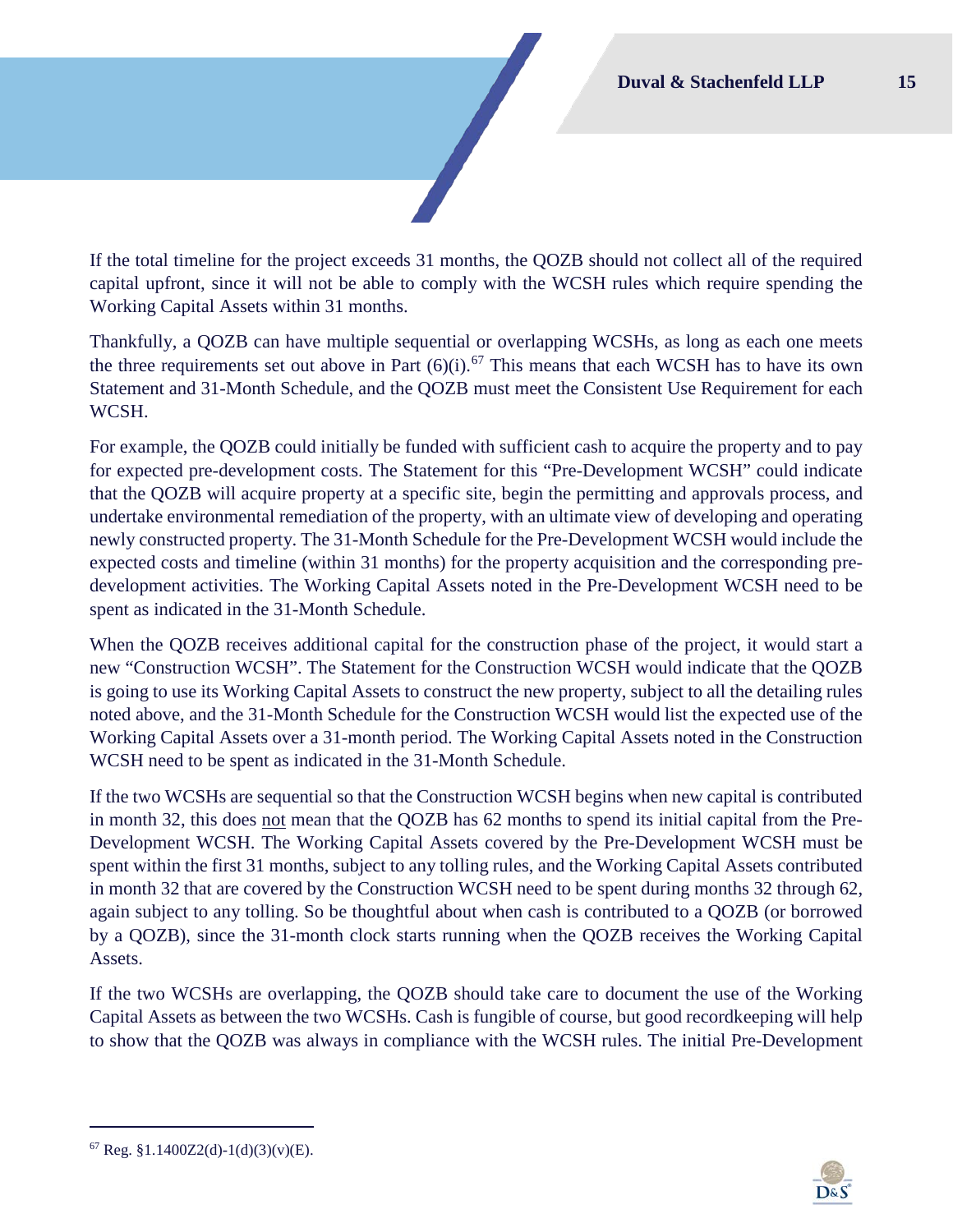If the total timeline for the project exceeds 31 months, the QOZB should not collect all of the required capital upfront, since it will not be able to comply with the WCSH rules which require spending the Working Capital Assets within 31 months.

Thankfully, a QOZB can have multiple sequential or overlapping WCSHs, as long as each one meets the three requirements set out above in Part (6)(i).[67] This means that each WCSH has to have its own Statement and 31-Month Schedule, and the QOZB must meet the Consistent Use Requirement for each WCSH.

For example, the QOZB could initially be funded with sufficient cash to acquire the property and to pay for expected pre-development costs. The Statement for this "Pre-Development WCSH" could indicate that the QOZB will acquire property at a specific site, begin the permitting and approvals process, and undertake environmental remediation of the property, with an ultimate view of developing and operating newly constructed property. The 31-Month Schedule for the Pre-Development WCSH would include the expected costs and timeline (within 31 months) for the property acquisition and the corresponding pre-development activities. The Working Capital Assets noted in the Pre-Development WCSH need to be spent as indicated in the 31-Month Schedule.

When the QOZB receives additional capital for the construction phase of the project, it would start a new "Construction WCSH". The Statement for the Construction WCSH would indicate that the QOZB is going to use its Working Capital Assets to construct the new property, subject to all the detailing rules noted above, and the 31-Month Schedule for the Construction WCSH would list the expected use of the Working Capital Assets over a 31-month period. The Working Capital Assets noted in the Construction WCSH need to be spent as indicated in the 31-Month Schedule.

If the two WCSHs are sequential so that the Construction WCSH begins when new capital is contributed in month 32, this does not mean that the QOZB has 62 months to spend its initial capital from the Pre-Development WCSH. The Working Capital Assets covered by the Pre-Development WCSH must be spent within the first 31 months, subject to any tolling rules, and the Working Capital Assets contributed in month 32 that are covered by the Construction WCSH need to be spent during months 32 through 62, again subject to any tolling. So be thoughtful about when cash is contributed to a QOZB (or borrowed by a QOZB), since the 31-month clock starts running when the QOZB receives the Working Capital Assets.

If the two WCSHs are overlapping, the QOZB should take care to document the use of the Working Capital Assets as between the two WCSHs. Cash is fungible of course, but good recordkeeping will help to show that the QOZB was always in compliance with the WCSH rules. The initial Pre-Development

[67] Reg. §1.1400Z2(d)-1(d)(3)(v)(E).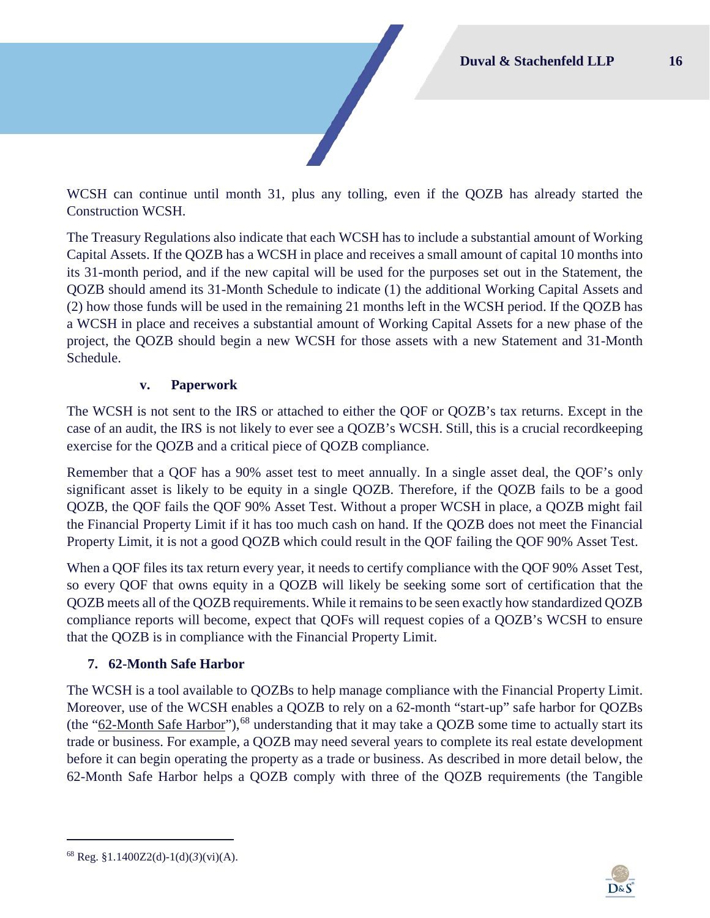WCSH can continue until month 31, plus any tolling, even if the QOZB has already started the Construction WCSH.

The Treasury Regulations also indicate that each WCSH has to include a substantial amount of Working Capital Assets. If the QOZB has a WCSH in place and receives a small amount of capital 10 months into its 31-month period, and if the new capital will be used for the purposes set out in the Statement, the QOZB should amend its 31-Month Schedule to indicate (1) the additional Working Capital Assets and (2) how those funds will be used in the remaining 21 months left in the WCSH period. If the QOZB has a WCSH in place and receives a substantial amount of Working Capital Assets for a new phase of the project, the QOZB should begin a new WCSH for those assets with a new Statement and 31-Month Schedule.

#### v. Paperwork

The WCSH is not sent to the IRS or attached to either the QOF or QOZB's tax returns. Except in the case of an audit, the IRS is not likely to ever see a QOZB's WCSH. Still, this is a crucial recordkeeping exercise for the QOZB and a critical piece of QOZB compliance.

Remember that a QOF has a 90% asset test to meet annually. In a single asset deal, the QOF's only significant asset is likely to be equity in a single QOZB. Therefore, if the QOZB fails to be a good QOZB, the QOF fails the QOF 90% Asset Test. Without a proper WCSH in place, a QOZB might fail the Financial Property Limit if it has too much cash on hand. If the QOZB does not meet the Financial Property Limit, it is not a good QOZB which could result in the QOF failing the QOF 90% Asset Test.

When a QOF files its tax return every year, it needs to certify compliance with the QOF 90% Asset Test, so every QOF that owns equity in a QOZB will likely be seeking some sort of certification that the QOZB meets all of the QOZB requirements. While it remains to be seen exactly how standardized QOZB compliance reports will become, expect that QOFs will request copies of a QOZB's WCSH to ensure that the QOZB is in compliance with the Financial Property Limit.

### 7. 62-Month Safe Harbor

The WCSH is a tool available to QOZBs to help manage compliance with the Financial Property Limit. Moreover, use of the WCSH enables a QOZB to rely on a 62-month "start-up" safe harbor for QOZBs (the "62-Month Safe Harbor"),[68] understanding that it may take a QOZB some time to actually start its trade or business. For example, a QOZB may need several years to complete its real estate development before it can begin operating the property as a trade or business. As described in more detail below, the 62-Month Safe Harbor helps a QOZB comply with three of the QOZB requirements (the Tangible

---

[68] Reg. §1.1400Z2(d)-1(d)(*3*)(vi)(A).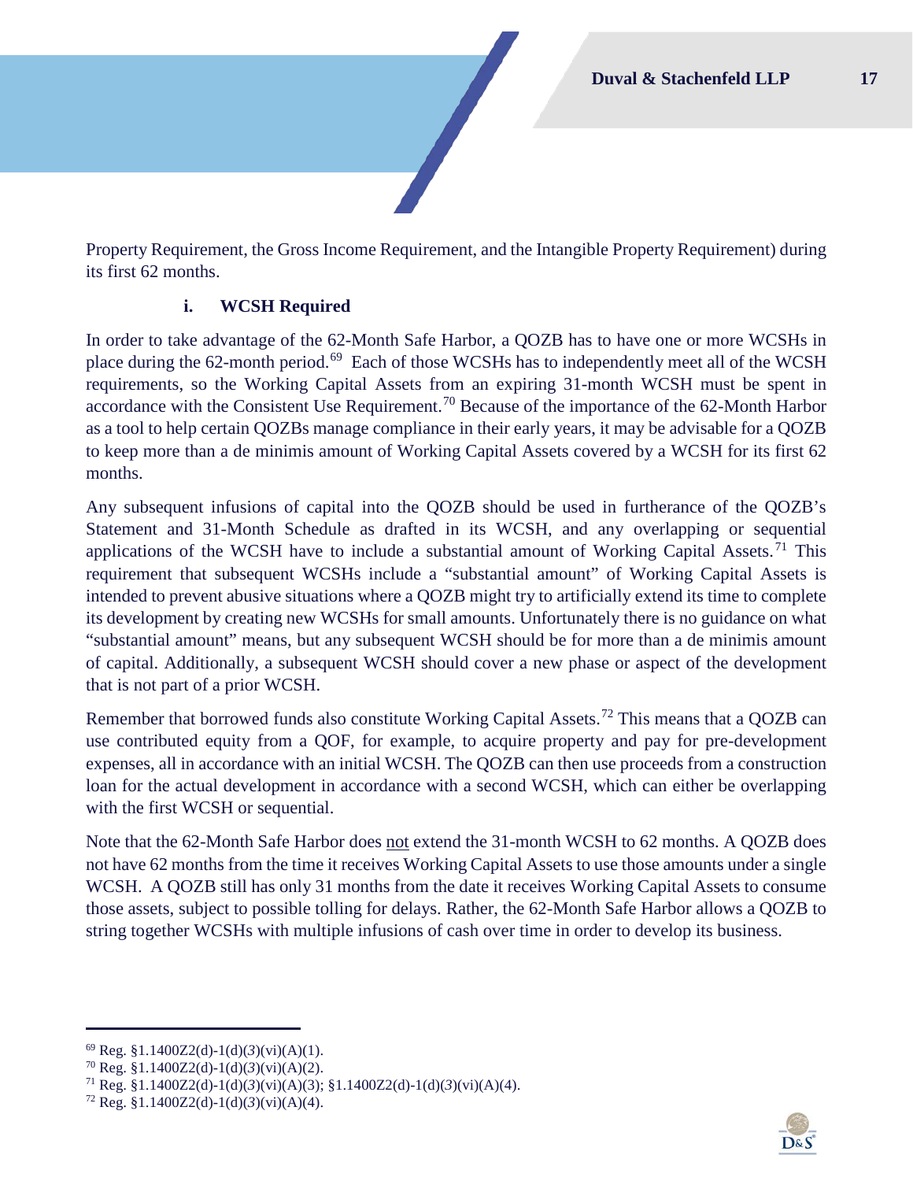Property Requirement, the Gross Income Requirement, and the Intangible Property Requirement) during its first 62 months.

#### i. WCSH Required

In order to take advantage of the 62-Month Safe Harbor, a QOZB has to have one or more WCSHs in place during the 62-month period.[69] Each of those WCSHs has to independently meet all of the WCSH requirements, so the Working Capital Assets from an expiring 31-month WCSH must be spent in accordance with the Consistent Use Requirement.[70] Because of the importance of the 62-Month Harbor as a tool to help certain QOZBs manage compliance in their early years, it may be advisable for a QOZB to keep more than a de minimis amount of Working Capital Assets covered by a WCSH for its first 62 months.

Any subsequent infusions of capital into the QOZB should be used in furtherance of the QOZB's Statement and 31-Month Schedule as drafted in its WCSH, and any overlapping or sequential applications of the WCSH have to include a substantial amount of Working Capital Assets.[71] This requirement that subsequent WCSHs include a "substantial amount" of Working Capital Assets is intended to prevent abusive situations where a QOZB might try to artificially extend its time to complete its development by creating new WCSHs for small amounts. Unfortunately there is no guidance on what "substantial amount" means, but any subsequent WCSH should be for more than a de minimis amount of capital. Additionally, a subsequent WCSH should cover a new phase or aspect of the development that is not part of a prior WCSH.

Remember that borrowed funds also constitute Working Capital Assets.[72] This means that a QOZB can use contributed equity from a QOF, for example, to acquire property and pay for pre-development expenses, all in accordance with an initial WCSH. The QOZB can then use proceeds from a construction loan for the actual development in accordance with a second WCSH, which can either be overlapping with the first WCSH or sequential.

Note that the 62-Month Safe Harbor does not extend the 31-month WCSH to 62 months. A QOZB does not have 62 months from the time it receives Working Capital Assets to use those amounts under a single WCSH. A QOZB still has only 31 months from the date it receives Working Capital Assets to consume those assets, subject to possible tolling for delays. Rather, the 62-Month Safe Harbor allows a QOZB to string together WCSHs with multiple infusions of cash over time in order to develop its business.

---

[69] Reg. §1.1400Z2(d)-1(d)(*3*)(vi)(A)(1).

[70] Reg. §1.1400Z2(d)-1(d)(*3*)(vi)(A)(2).

[71] Reg. §1.1400Z2(d)-1(d)(*3*)(vi)(A)(3); §1.1400Z2(d)-1(d)(*3*)(vi)(A)(4).

[72] Reg. §1.1400Z2(d)-1(d)(*3*)(vi)(A)(4).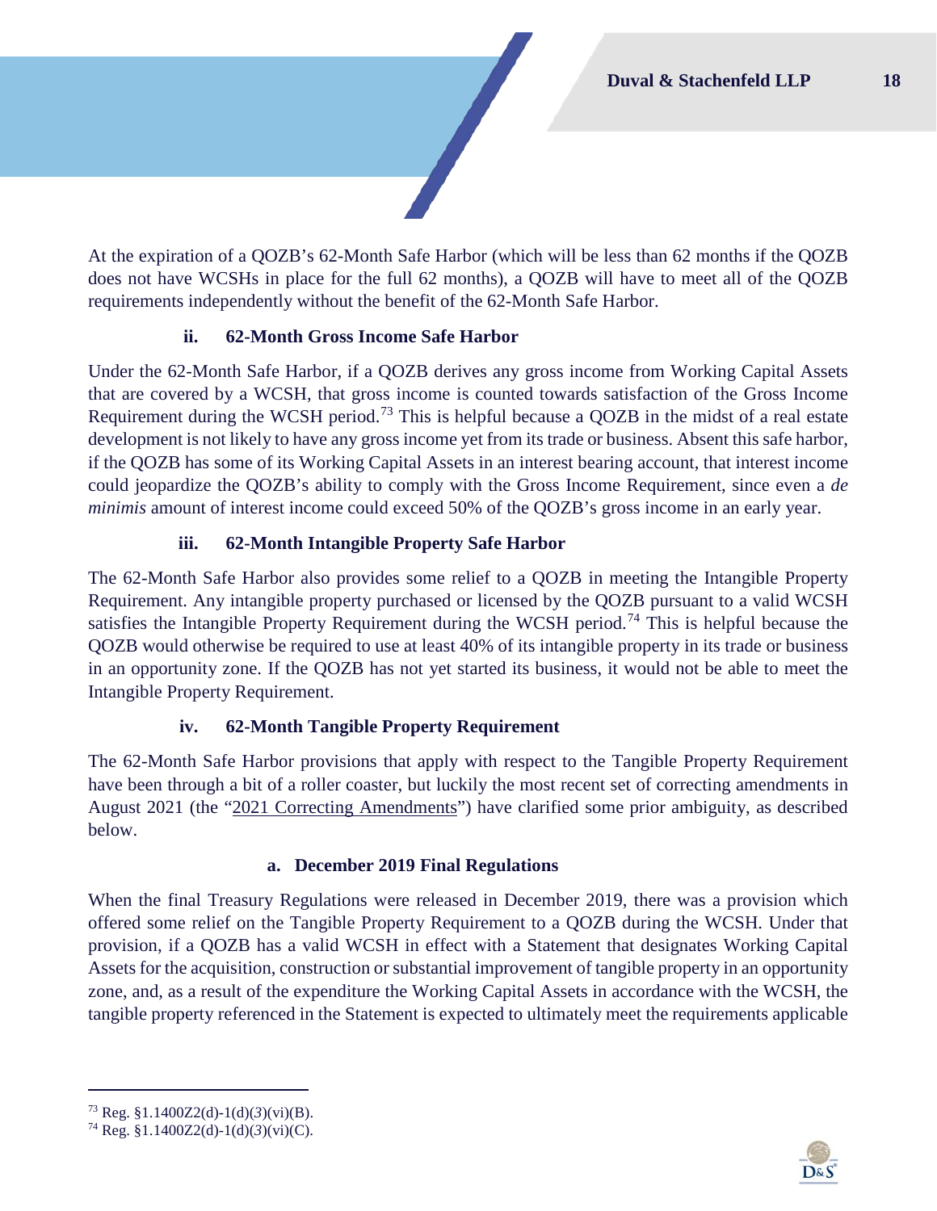At the expiration of a QOZB's 62-Month Safe Harbor (which will be less than 62 months if the QOZB does not have WCSHs in place for the full 62 months), a QOZB will have to meet all of the QOZB requirements independently without the benefit of the 62-Month Safe Harbor.

#### ii. 62-Month Gross Income Safe Harbor

Under the 62-Month Safe Harbor, if a QOZB derives any gross income from Working Capital Assets that are covered by a WCSH, that gross income is counted towards satisfaction of the Gross Income Requirement during the WCSH period.[73] This is helpful because a QOZB in the midst of a real estate development is not likely to have any gross income yet from its trade or business. Absent this safe harbor, if the QOZB has some of its Working Capital Assets in an interest bearing account, that interest income could jeopardize the QOZB's ability to comply with the Gross Income Requirement, since even a *de minimis* amount of interest income could exceed 50% of the QOZB's gross income in an early year.

#### iii. 62-Month Intangible Property Safe Harbor

The 62-Month Safe Harbor also provides some relief to a QOZB in meeting the Intangible Property Requirement. Any intangible property purchased or licensed by the QOZB pursuant to a valid WCSH satisfies the Intangible Property Requirement during the WCSH period.[74] This is helpful because the QOZB would otherwise be required to use at least 40% of its intangible property in its trade or business in an opportunity zone. If the QOZB has not yet started its business, it would not be able to meet the Intangible Property Requirement.

#### iv. 62-Month Tangible Property Requirement

The 62-Month Safe Harbor provisions that apply with respect to the Tangible Property Requirement have been through a bit of a roller coaster, but luckily the most recent set of correcting amendments in August 2021 (the "2021 Correcting Amendments") have clarified some prior ambiguity, as described below.

##### a. December 2019 Final Regulations

When the final Treasury Regulations were released in December 2019, there was a provision which offered some relief on the Tangible Property Requirement to a QOZB during the WCSH. Under that provision, if a QOZB has a valid WCSH in effect with a Statement that designates Working Capital Assets for the acquisition, construction or substantial improvement of tangible property in an opportunity zone, and, as a result of the expenditure the Working Capital Assets in accordance with the WCSH, the tangible property referenced in the Statement is expected to ultimately meet the requirements applicable

---

[73] Reg. §1.1400Z2(d)-1(d)(*3*)(vi)(B).

[74] Reg. §1.1400Z2(d)-1(d)(*3*)(vi)(C).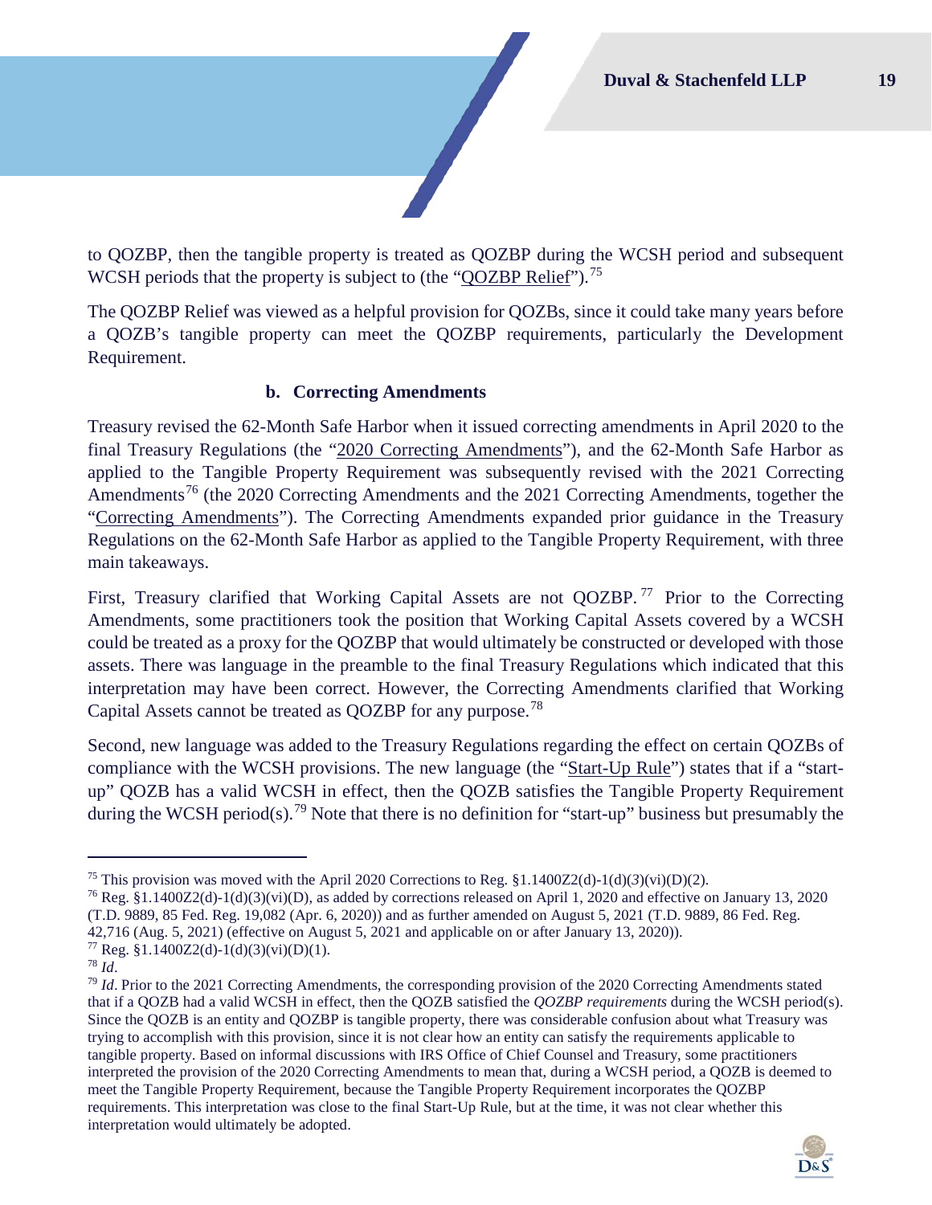to QOZBP, then the tangible property is treated as QOZBP during the WCSH period and subsequent WCSH periods that the property is subject to (the "QOZBP Relief").[75]

The QOZBP Relief was viewed as a helpful provision for QOZBs, since it could take many years before a QOZB's tangible property can meet the QOZBP requirements, particularly the Development Requirement.

#### b. Correcting Amendments

Treasury revised the 62-Month Safe Harbor when it issued correcting amendments in April 2020 to the final Treasury Regulations (the "2020 Correcting Amendments"), and the 62-Month Safe Harbor as applied to the Tangible Property Requirement was subsequently revised with the 2021 Correcting Amendments[76] (the 2020 Correcting Amendments and the 2021 Correcting Amendments, together the "Correcting Amendments"). The Correcting Amendments expanded prior guidance in the Treasury Regulations on the 62-Month Safe Harbor as applied to the Tangible Property Requirement, with three main takeaways.

First, Treasury clarified that Working Capital Assets are not QOZBP.[77] Prior to the Correcting Amendments, some practitioners took the position that Working Capital Assets covered by a WCSH could be treated as a proxy for the QOZBP that would ultimately be constructed or developed with those assets. There was language in the preamble to the final Treasury Regulations which indicated that this interpretation may have been correct. However, the Correcting Amendments clarified that Working Capital Assets cannot be treated as QOZBP for any purpose.[78]

Second, new language was added to the Treasury Regulations regarding the effect on certain QOZBs of compliance with the WCSH provisions. The new language (the "Start-Up Rule") states that if a "start-up" QOZB has a valid WCSH in effect, then the QOZB satisfies the Tangible Property Requirement during the WCSH period(s).[79] Note that there is no definition for "start-up" business but presumably the

---

[75] This provision was moved with the April 2020 Corrections to Reg. §1.1400Z2(d)-1(d)(*3*)(vi)(D)(2).

[76] Reg. §1.1400Z2(d)-1(d)(3)(vi)(D), as added by corrections released on April 1, 2020 and effective on January 13, 2020 (T.D. 9889, 85 Fed. Reg. 19,082 (Apr. 6, 2020)) and as further amended on August 5, 2021 (T.D. 9889, 86 Fed. Reg. 42,716 (Aug. 5, 2021) (effective on August 5, 2021 and applicable on or after January 13, 2020)).

[77] Reg. §1.1400Z2(d)-1(d)(3)(vi)(D)(1).

[78] *Id*.

[79] *Id*. Prior to the 2021 Correcting Amendments, the corresponding provision of the 2020 Correcting Amendments stated that if a QOZB had a valid WCSH in effect, then the QOZB satisfied the *QOZBP requirements* during the WCSH period(s). Since the QOZB is an entity and QOZBP is tangible property, there was considerable confusion about what Treasury was trying to accomplish with this provision, since it is not clear how an entity can satisfy the requirements applicable to tangible property. Based on informal discussions with IRS Office of Chief Counsel and Treasury, some practitioners interpreted the provision of the 2020 Correcting Amendments to mean that, during a WCSH period, a QOZB is deemed to meet the Tangible Property Requirement, because the Tangible Property Requirement incorporates the QOZBP requirements. This interpretation was close to the final Start-Up Rule, but at the time, it was not clear whether this interpretation would ultimately be adopted.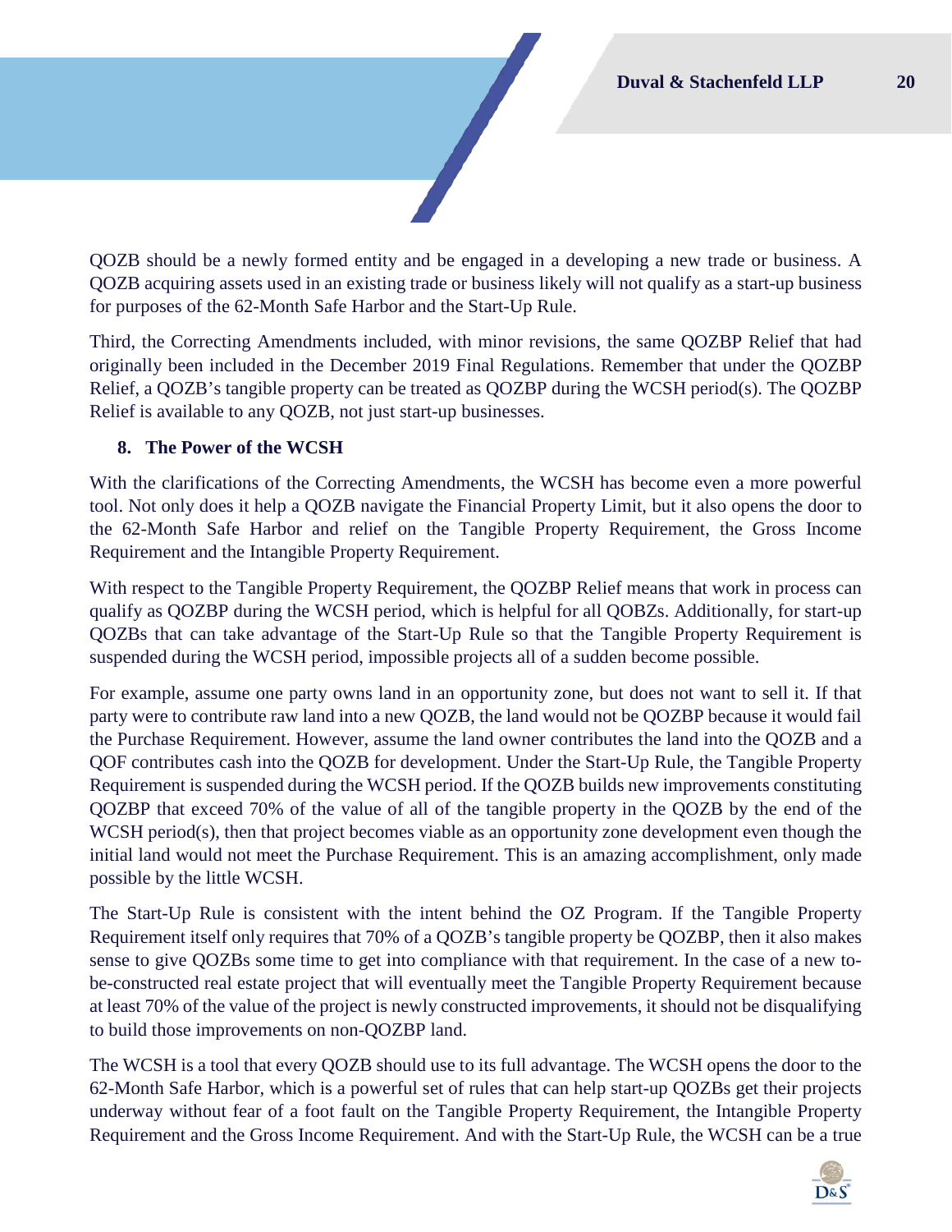QOZB should be a newly formed entity and be engaged in a developing a new trade or business. A QOZB acquiring assets used in an existing trade or business likely will not qualify as a start-up business for purposes of the 62-Month Safe Harbor and the Start-Up Rule.

Third, the Correcting Amendments included, with minor revisions, the same QOZBP Relief that had originally been included in the December 2019 Final Regulations. Remember that under the QOZBP Relief, a QOZB's tangible property can be treated as QOZBP during the WCSH period(s). The QOZBP Relief is available to any QOZB, not just start-up businesses.

### 8. The Power of the WCSH

With the clarifications of the Correcting Amendments, the WCSH has become even a more powerful tool. Not only does it help a QOZB navigate the Financial Property Limit, but it also opens the door to the 62-Month Safe Harbor and relief on the Tangible Property Requirement, the Gross Income Requirement and the Intangible Property Requirement.

With respect to the Tangible Property Requirement, the QOZBP Relief means that work in process can qualify as QOZBP during the WCSH period, which is helpful for all QOBZs. Additionally, for start-up QOZBs that can take advantage of the Start-Up Rule so that the Tangible Property Requirement is suspended during the WCSH period, impossible projects all of a sudden become possible.

For example, assume one party owns land in an opportunity zone, but does not want to sell it. If that party were to contribute raw land into a new QOZB, the land would not be QOZBP because it would fail the Purchase Requirement. However, assume the land owner contributes the land into the QOZB and a QOF contributes cash into the QOZB for development. Under the Start-Up Rule, the Tangible Property Requirement is suspended during the WCSH period. If the QOZB builds new improvements constituting QOZBP that exceed 70% of the value of all of the tangible property in the QOZB by the end of the WCSH period(s), then that project becomes viable as an opportunity zone development even though the initial land would not meet the Purchase Requirement. This is an amazing accomplishment, only made possible by the little WCSH.

The Start-Up Rule is consistent with the intent behind the OZ Program. If the Tangible Property Requirement itself only requires that 70% of a QOZB's tangible property be QOZBP, then it also makes sense to give QOZBs some time to get into compliance with that requirement. In the case of a new to-be-constructed real estate project that will eventually meet the Tangible Property Requirement because at least 70% of the value of the project is newly constructed improvements, it should not be disqualifying to build those improvements on non-QOZBP land.

The WCSH is a tool that every QOZB should use to its full advantage. The WCSH opens the door to the 62-Month Safe Harbor, which is a powerful set of rules that can help start-up QOZBs get their projects underway without fear of a foot fault on the Tangible Property Requirement, the Intangible Property Requirement and the Gross Income Requirement. And with the Start-Up Rule, the WCSH can be a true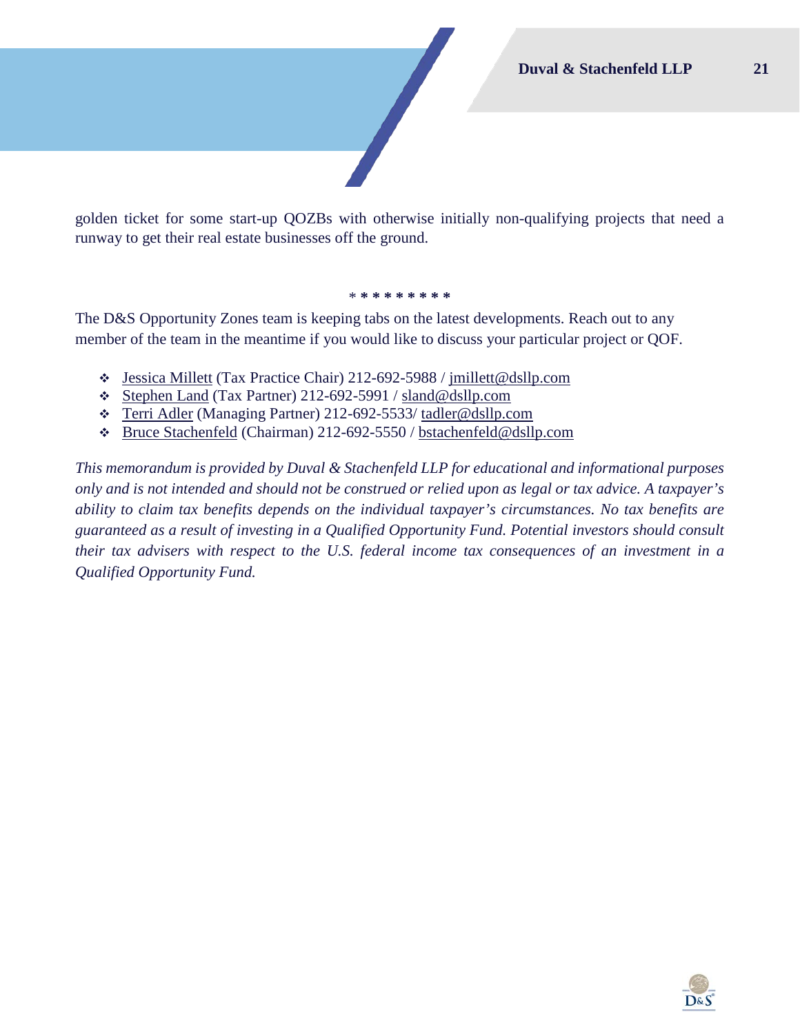golden ticket for some start-up QOZBs with otherwise initially non-qualifying projects that need a runway to get their real estate businesses off the ground.

* * * * * * * * *

The D&S Opportunity Zones team is keeping tabs on the latest developments. Reach out to any member of the team in the meantime if you would like to discuss your particular project or QOF.

- Jessica Millett (Tax Practice Chair) 212-692-5988 / jmillett@dsllp.com
- Stephen Land (Tax Partner) 212-692-5991 / sland@dsllp.com
- Terri Adler (Managing Partner) 212-692-5533/ tadler@dsllp.com
- Bruce Stachenfeld (Chairman) 212-692-5550 / bstachenfeld@dsllp.com

*This memorandum is provided by Duval & Stachenfeld LLP for educational and informational purposes only and is not intended and should not be construed or relied upon as legal or tax advice. A taxpayer's ability to claim tax benefits depends on the individual taxpayer's circumstances. No tax benefits are guaranteed as a result of investing in a Qualified Opportunity Fund. Potential investors should consult their tax advisers with respect to the U.S. federal income tax consequences of an investment in a Qualified Opportunity Fund.*